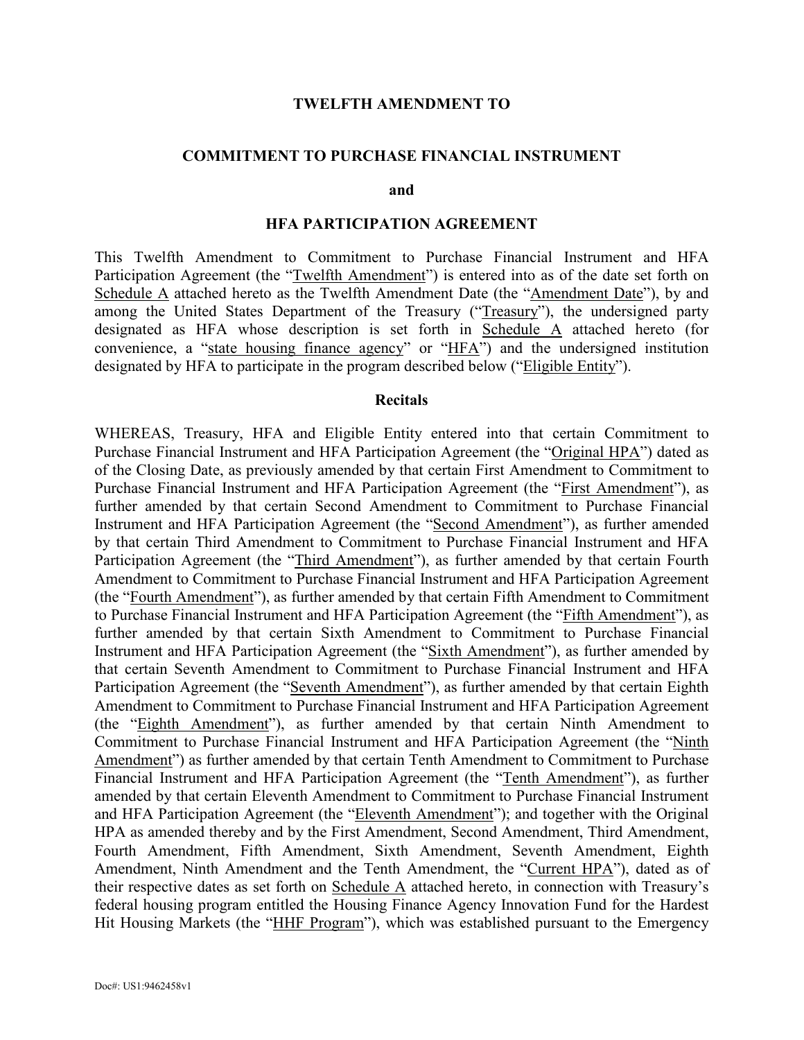**TWELFTH AMENDMENT TO**

**COMMITMENT TO PURCHASE FINANCIAL INSTRUMENT**

**and**

**HFA PARTICIPATION AGREEMENT**

This Twelfth Amendment to Commitment to Purchase Financial Instrument and HFA Participation Agreement (the "Twelfth Amendment") is entered into as of the date set forth on Schedule A attached hereto as the Twelfth Amendment Date (the "Amendment Date"), by and among the United States Department of the Treasury ("Treasury"), the undersigned party designated as HFA whose description is set forth in Schedule A attached hereto (for convenience, a "state housing finance agency" or "HFA") and the undersigned institution designated by HFA to participate in the program described below ("Eligible Entity").

**Recitals**

WHEREAS, Treasury, HFA and Eligible Entity entered into that certain Commitment to Purchase Financial Instrument and HFA Participation Agreement (the "Original HPA") dated as of the Closing Date, as previously amended by that certain First Amendment to Commitment to Purchase Financial Instrument and HFA Participation Agreement (the "First Amendment"), as further amended by that certain Second Amendment to Commitment to Purchase Financial Instrument and HFA Participation Agreement (the "Second Amendment"), as further amended by that certain Third Amendment to Commitment to Purchase Financial Instrument and HFA Participation Agreement (the "Third Amendment"), as further amended by that certain Fourth Amendment to Commitment to Purchase Financial Instrument and HFA Participation Agreement (the "Fourth Amendment"), as further amended by that certain Fifth Amendment to Commitment to Purchase Financial Instrument and HFA Participation Agreement (the "Fifth Amendment"), as further amended by that certain Sixth Amendment to Commitment to Purchase Financial Instrument and HFA Participation Agreement (the "Sixth Amendment"), as further amended by that certain Seventh Amendment to Commitment to Purchase Financial Instrument and HFA Participation Agreement (the "Seventh Amendment"), as further amended by that certain Eighth Amendment to Commitment to Purchase Financial Instrument and HFA Participation Agreement (the "Eighth Amendment"), as further amended by that certain Ninth Amendment to Commitment to Purchase Financial Instrument and HFA Participation Agreement (the "Ninth Amendment") as further amended by that certain Tenth Amendment to Commitment to Purchase Financial Instrument and HFA Participation Agreement (the "Tenth Amendment"), as further amended by that certain Eleventh Amendment to Commitment to Purchase Financial Instrument and HFA Participation Agreement (the "Eleventh Amendment"); and together with the Original HPA as amended thereby and by the First Amendment, Second Amendment, Third Amendment, Fourth Amendment, Fifth Amendment, Sixth Amendment, Seventh Amendment, Eighth Amendment, Ninth Amendment and the Tenth Amendment, the "Current HPA"), dated as of their respective dates as set forth on Schedule A attached hereto, in connection with Treasury's federal housing program entitled the Housing Finance Agency Innovation Fund for the Hardest Hit Housing Markets (the "HHF Program"), which was established pursuant to the Emergency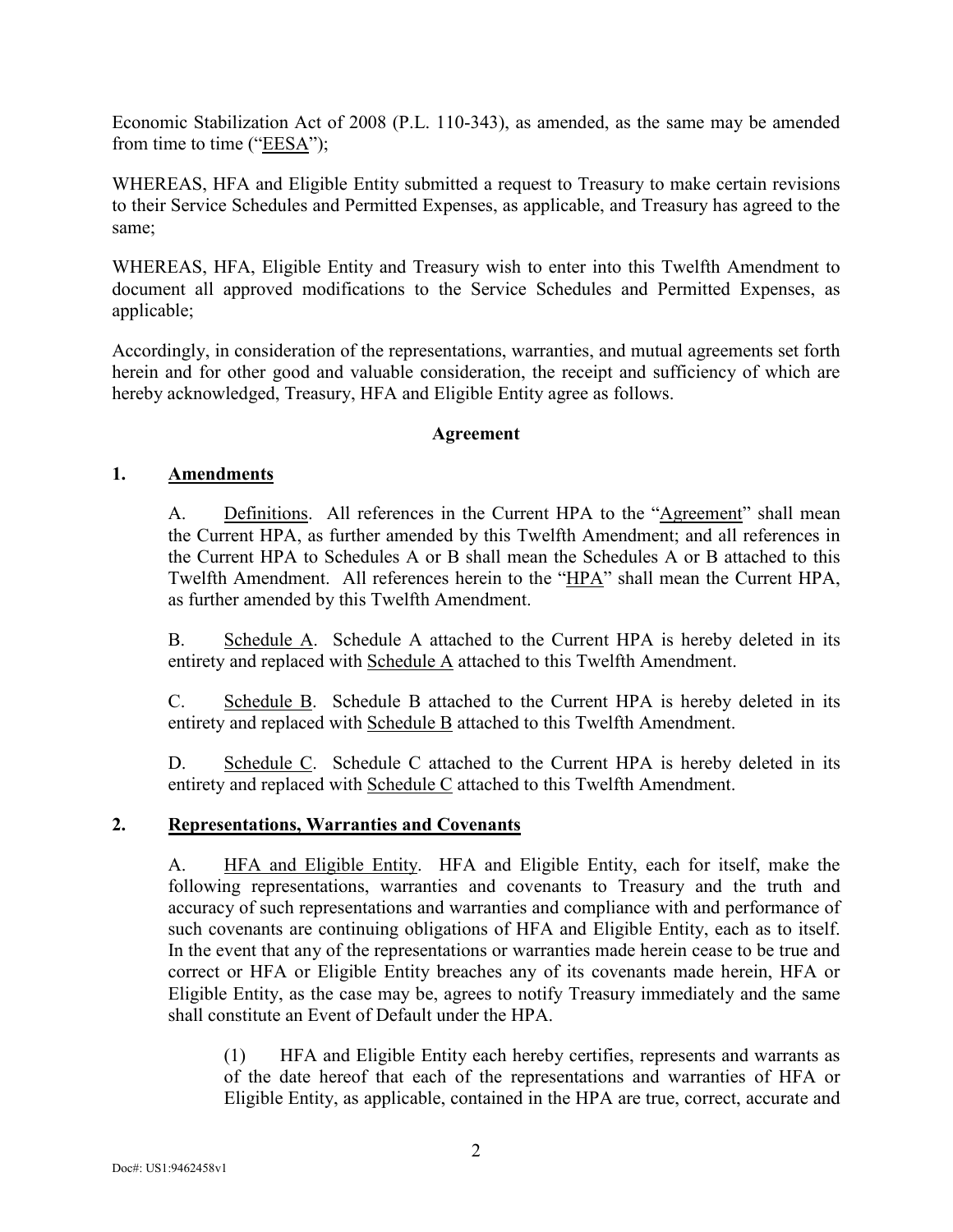Economic Stabilization Act of 2008 (P.L. 110-343), as amended, as the same may be amended from time to time ("EESA");

WHEREAS, HFA and Eligible Entity submitted a request to Treasury to make certain revisions to their Service Schedules and Permitted Expenses, as applicable, and Treasury has agreed to the same;

WHEREAS, HFA, Eligible Entity and Treasury wish to enter into this Twelfth Amendment to document all approved modifications to the Service Schedules and Permitted Expenses, as applicable;

Accordingly, in consideration of the representations, warranties, and mutual agreements set forth herein and for other good and valuable consideration, the receipt and sufficiency of which are hereby acknowledged, Treasury, HFA and Eligible Entity agree as follows.

**Agreement**

**1. Amendments**

A. Definitions. All references in the Current HPA to the "Agreement" shall mean the Current HPA, as further amended by this Twelfth Amendment; and all references in the Current HPA to Schedules A or B shall mean the Schedules A or B attached to this Twelfth Amendment. All references herein to the "HPA" shall mean the Current HPA, as further amended by this Twelfth Amendment.

B. Schedule A. Schedule A attached to the Current HPA is hereby deleted in its entirety and replaced with Schedule A attached to this Twelfth Amendment.

C. Schedule B. Schedule B attached to the Current HPA is hereby deleted in its entirety and replaced with Schedule B attached to this Twelfth Amendment.

D. Schedule C. Schedule C attached to the Current HPA is hereby deleted in its entirety and replaced with Schedule C attached to this Twelfth Amendment.

**2. Representations, Warranties and Covenants**

A. HFA and Eligible Entity. HFA and Eligible Entity, each for itself, make the following representations, warranties and covenants to Treasury and the truth and accuracy of such representations and warranties and compliance with and performance of such covenants are continuing obligations of HFA and Eligible Entity, each as to itself. In the event that any of the representations or warranties made herein cease to be true and correct or HFA or Eligible Entity breaches any of its covenants made herein, HFA or Eligible Entity, as the case may be, agrees to notify Treasury immediately and the same shall constitute an Event of Default under the HPA.

(1) HFA and Eligible Entity each hereby certifies, represents and warrants as of the date hereof that each of the representations and warranties of HFA or Eligible Entity, as applicable, contained in the HPA are true, correct, accurate and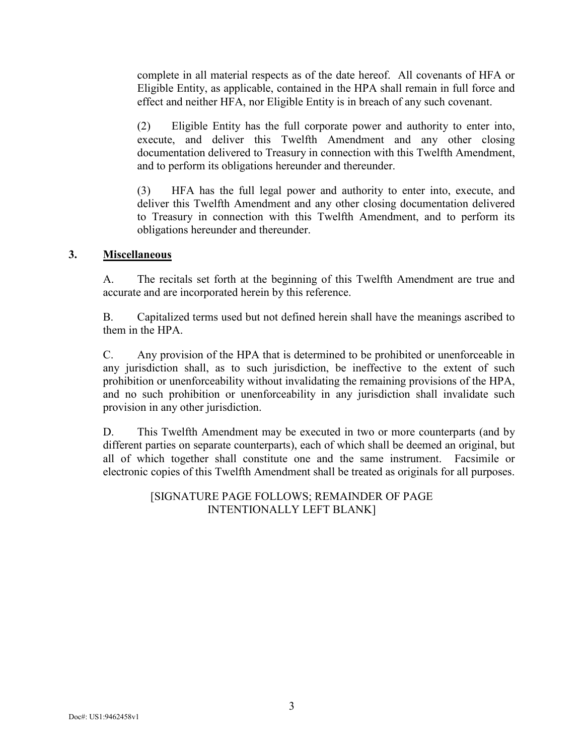complete in all material respects as of the date hereof. All covenants of HFA or Eligible Entity, as applicable, contained in the HPA shall remain in full force and effect and neither HFA, nor Eligible Entity is in breach of any such covenant.

(2) Eligible Entity has the full corporate power and authority to enter into, execute, and deliver this Twelfth Amendment and any other closing documentation delivered to Treasury in connection with this Twelfth Amendment, and to perform its obligations hereunder and thereunder.

(3) HFA has the full legal power and authority to enter into, execute, and deliver this Twelfth Amendment and any other closing documentation delivered to Treasury in connection with this Twelfth Amendment, and to perform its obligations hereunder and thereunder.

## 3. <u>Miscellaneous</u>

A. The recitals set forth at the beginning of this Twelfth Amendment are true and accurate and are incorporated herein by this reference.

B. Capitalized terms used but not defined herein shall have the meanings ascribed to them in the HPA.

C. Any provision of the HPA that is determined to be prohibited or unenforceable in any jurisdiction shall, as to such jurisdiction, be ineffective to the extent of such prohibition or unenforceability without invalidating the remaining provisions of the HPA, and no such prohibition or unenforceability in any jurisdiction shall invalidate such provision in any other jurisdiction.

D. This Twelfth Amendment may be executed in two or more counterparts (and by different parties on separate counterparts), each of which shall be deemed an original, but all of which together shall constitute one and the same instrument. Facsimile or electronic copies of this Twelfth Amendment shall be treated as originals for all purposes.

[SIGNATURE PAGE FOLLOWS; REMAINDER OF PAGE INTENTIONALLY LEFT BLANK]

Doc#: US1:9462458v1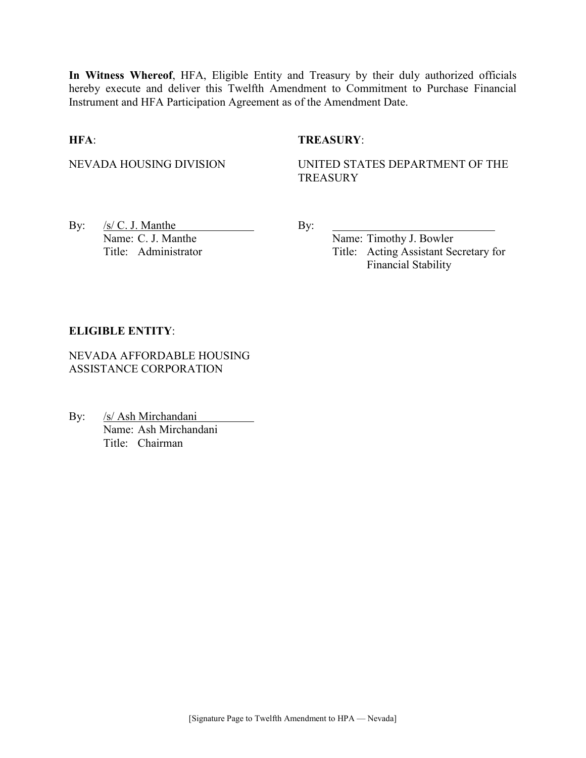**In Witness Whereof**, HFA, Eligible Entity and Treasury by their duly authorized officials hereby execute and deliver this Twelfth Amendment to Commitment to Purchase Financial Instrument and HFA Participation Agreement as of the Amendment Date.

**HFA**:

NEVADA HOUSING DIVISION

By: /s/ C. J. Manthe
Name: C. J. Manthe
Title: Administrator

**TREASURY**:

UNITED STATES DEPARTMENT OF THE TREASURY

By: ______________________
Name: Timothy J. Bowler
Title: Acting Assistant Secretary for Financial Stability

**ELIGIBLE ENTITY**:

NEVADA AFFORDABLE HOUSING ASSISTANCE CORPORATION

By: /s/ Ash Mirchandani
Name: Ash Mirchandani
Title: Chairman

[Signature Page to Twelfth Amendment to HPA — Nevada]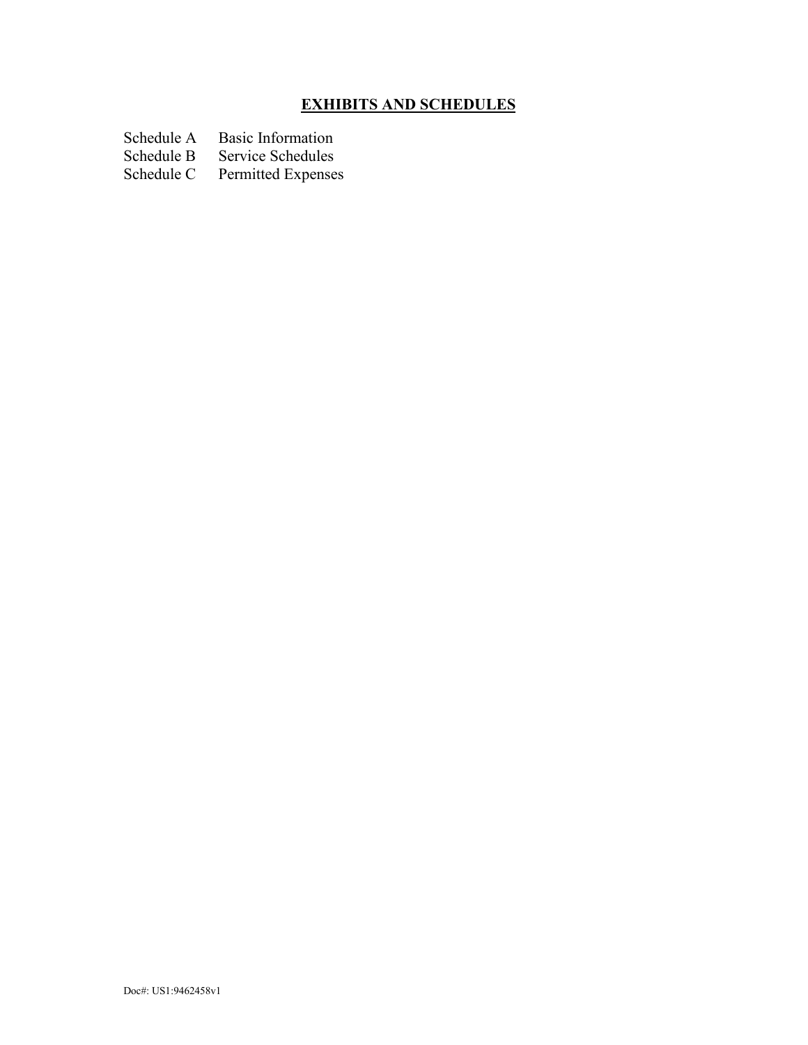## **EXHIBITS AND SCHEDULES**

| | |
|---|---|
| Schedule A | Basic Information |
| Schedule B | Service Schedules |
| Schedule C | Permitted Expenses |

Doc#: US1:9462458v1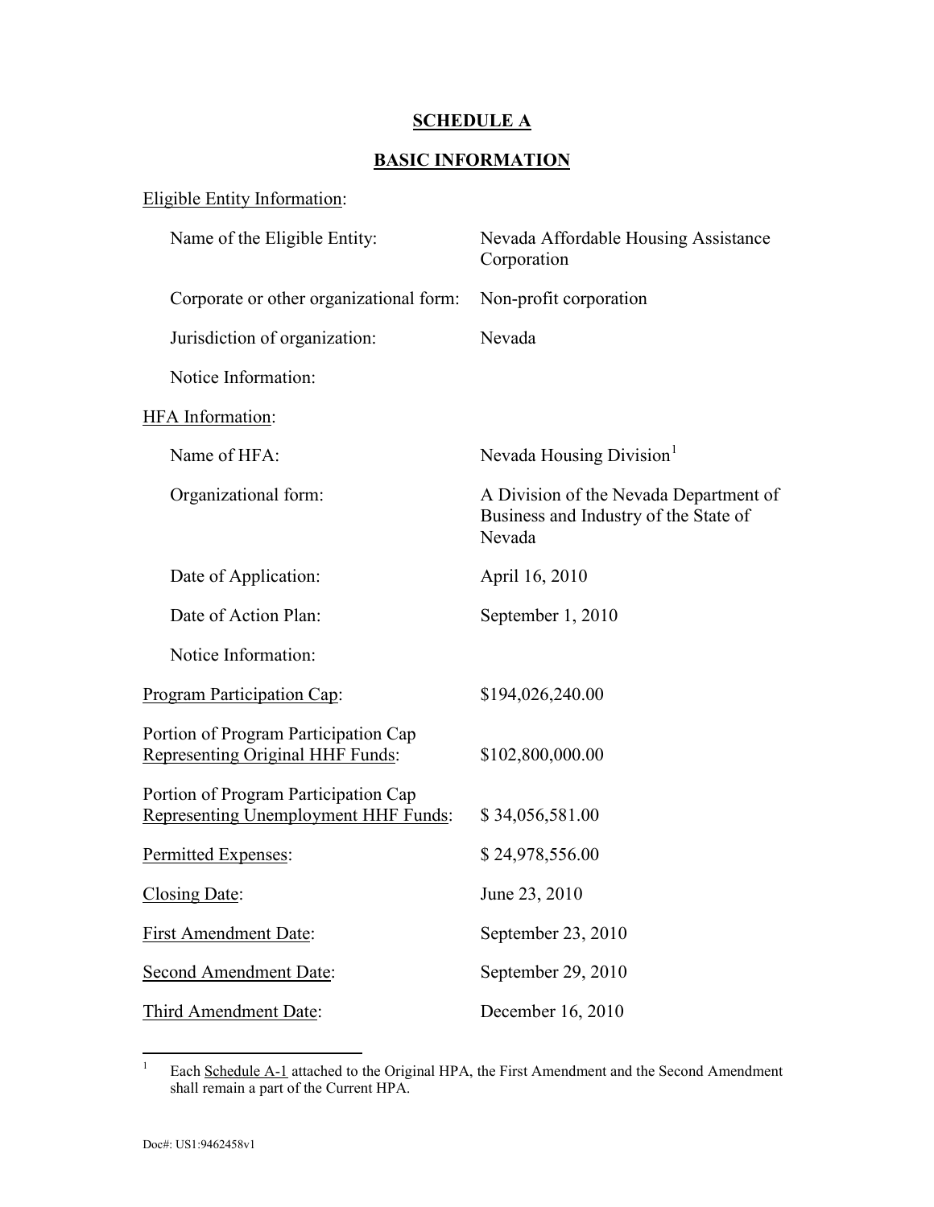# SCHEDULE A

## BASIC INFORMATION

Eligible Entity Information:

| | |
|---|---|
| Name of the Eligible Entity: | Nevada Affordable Housing Assistance Corporation |
| Corporate or other organizational form: | Non-profit corporation |
| Jurisdiction of organization: | Nevada |
| Notice Information: | |

HFA Information:

| | |
|---|---|
| Name of HFA: | Nevada Housing Division[1] |
| Organizational form: | A Division of the Nevada Department of Business and Industry of the State of Nevada |
| Date of Application: | April 16, 2010 |
| Date of Action Plan: | September 1, 2010 |
| Notice Information: | |

| | |
|---|---|
| Program Participation Cap: | $194,026,240.00 |
| Portion of Program Participation Cap Representing Original HHF Funds: | $102,800,000.00 |
| Portion of Program Participation Cap Representing Unemployment HHF Funds: | $ 34,056,581.00 |
| Permitted Expenses: | $ 24,978,556.00 |
| Closing Date: | June 23, 2010 |
| First Amendment Date: | September 23, 2010 |
| Second Amendment Date: | September 29, 2010 |
| Third Amendment Date: | December 16, 2010 |

[1] Each Schedule A-1 attached to the Original HPA, the First Amendment and the Second Amendment shall remain a part of the Current HPA.

Doc#: US1:9462458v1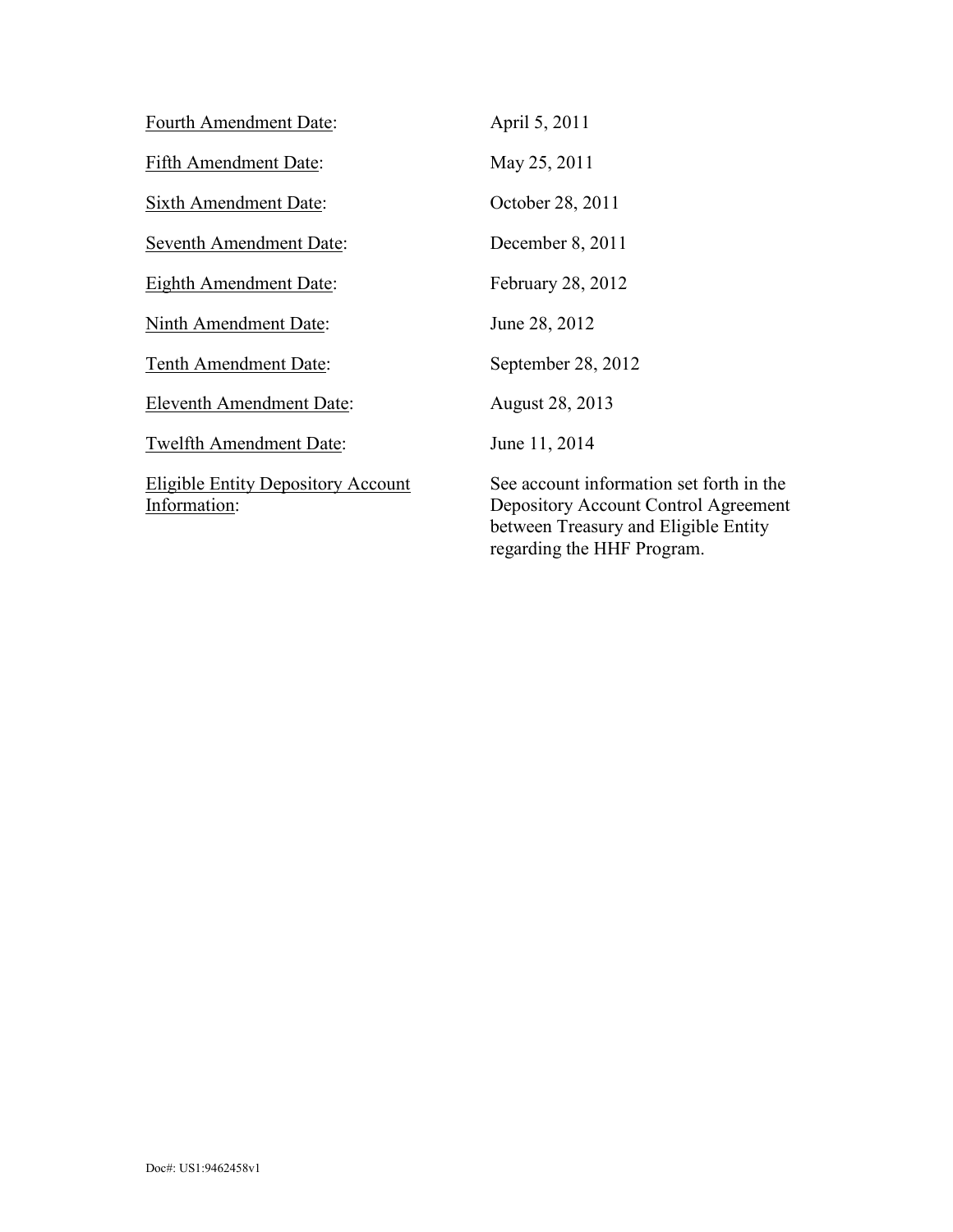| | |
|---|---|
| <u>Fourth Amendment Date</u>: | April 5, 2011 |
| <u>Fifth Amendment Date</u>: | May 25, 2011 |
| <u>Sixth Amendment Date</u>: | October 28, 2011 |
| <u>Seventh Amendment Date</u>: | December 8, 2011 |
| <u>Eighth Amendment Date</u>: | February 28, 2012 |
| <u>Ninth Amendment Date</u>: | June 28, 2012 |
| <u>Tenth Amendment Date</u>: | September 28, 2012 |
| <u>Eleventh Amendment Date</u>: | August 28, 2013 |
| <u>Twelfth Amendment Date</u>: | June 11, 2014 |
| <u>Eligible Entity Depository Account Information</u>: | See account information set forth in the Depository Account Control Agreement between Treasury and Eligible Entity regarding the HHF Program. |

Doc#: US1:9462458v1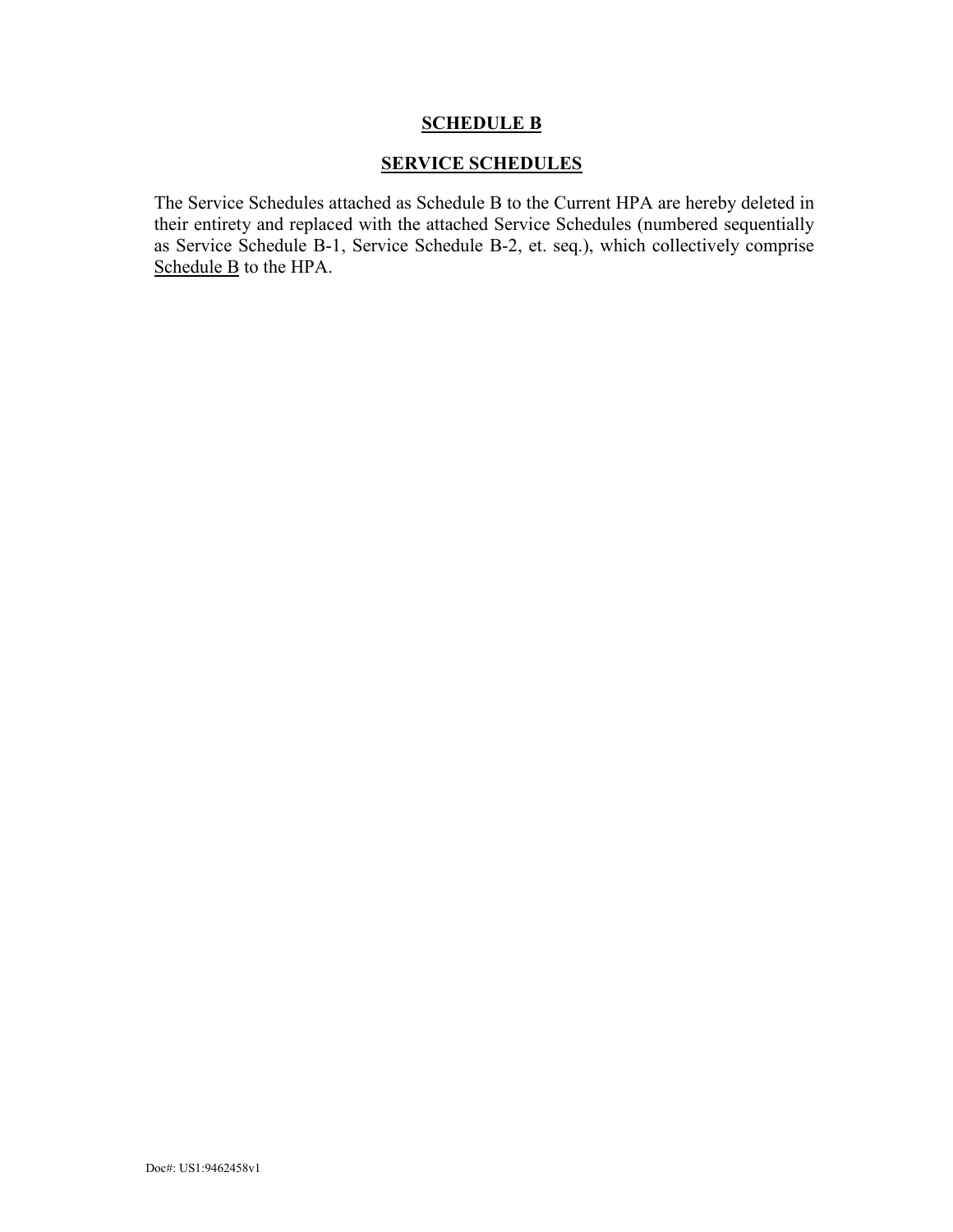**SCHEDULE B**

**SERVICE SCHEDULES**

The Service Schedules attached as Schedule B to the Current HPA are hereby deleted in their entirety and replaced with the attached Service Schedules (numbered sequentially as Service Schedule B-1, Service Schedule B-2, et. seq.), which collectively comprise Schedule B to the HPA.

Doc#: US1:9462458v1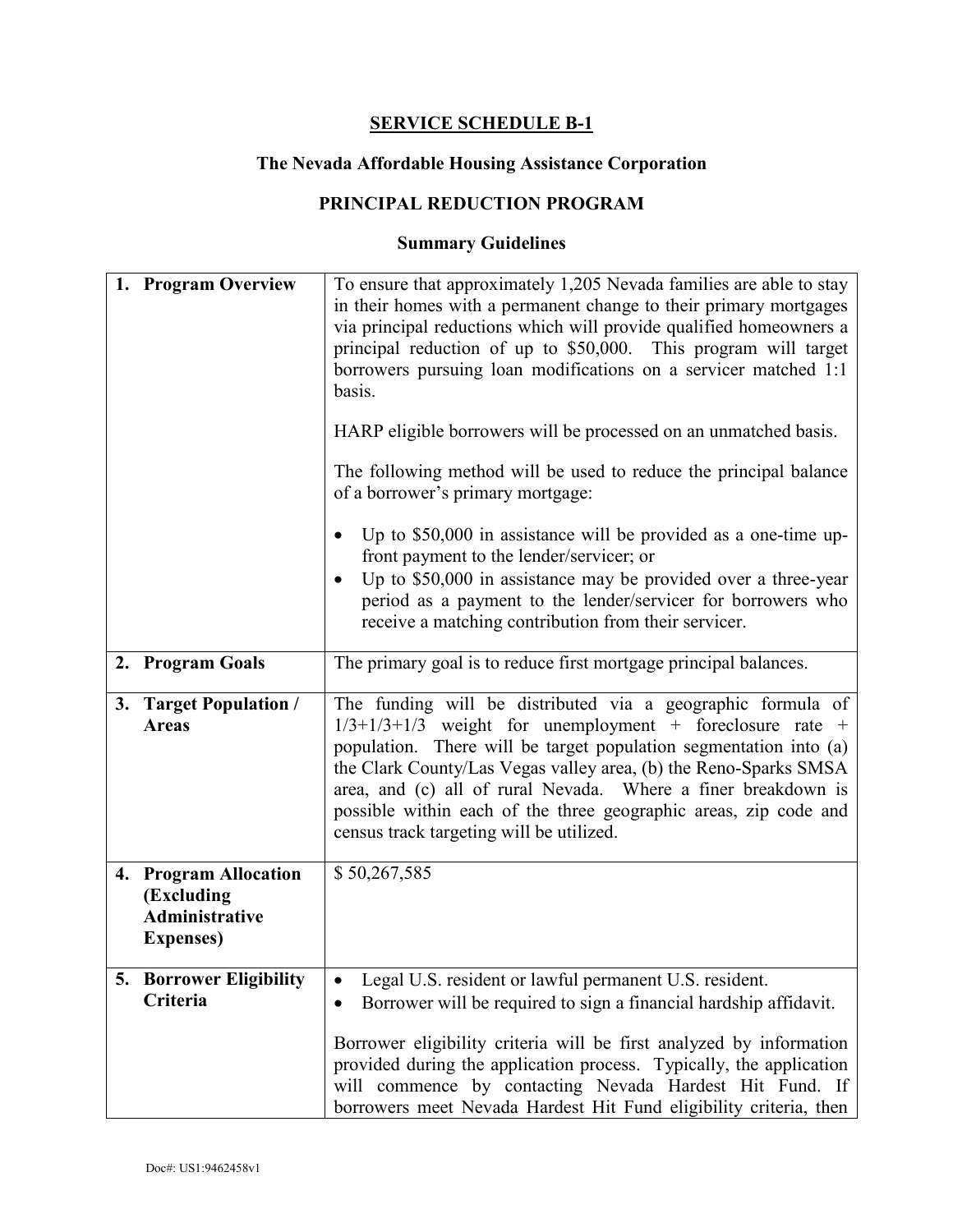## SERVICE SCHEDULE B-1

### The Nevada Affordable Housing Assistance Corporation

### PRINCIPAL REDUCTION PROGRAM

#### Summary Guidelines

| | |
|---|---|
| **1. Program Overview** | To ensure that approximately 1,205 Nevada families are able to stay in their homes with a permanent change to their primary mortgages via principal reductions which will provide qualified homeowners a principal reduction of up to $50,000. This program will target borrowers pursuing loan modifications on a servicer matched 1:1 basis.<br><br>HARP eligible borrowers will be processed on an unmatched basis.<br><br>The following method will be used to reduce the principal balance of a borrower's primary mortgage:<br><br>• Up to $50,000 in assistance will be provided as a one-time up-front payment to the lender/servicer; or<br>• Up to $50,000 in assistance may be provided over a three-year period as a payment to the lender/servicer for borrowers who receive a matching contribution from their servicer. |
| **2. Program Goals** | The primary goal is to reduce first mortgage principal balances. |
| **3. Target Population / Areas** | The funding will be distributed via a geographic formula of 1/3+1/3+1/3 weight for unemployment + foreclosure rate + population. There will be target population segmentation into (a) the Clark County/Las Vegas valley area, (b) the Reno-Sparks SMSA area, and (c) all of rural Nevada. Where a finer breakdown is possible within each of the three geographic areas, zip code and census track targeting will be utilized. |
| **4. Program Allocation (Excluding Administrative Expenses)** | $ 50,267,585 |
| **5. Borrower Eligibility Criteria** | • Legal U.S. resident or lawful permanent U.S. resident.<br>• Borrower will be required to sign a financial hardship affidavit.<br><br>Borrower eligibility criteria will be first analyzed by information provided during the application process. Typically, the application will commence by contacting Nevada Hardest Hit Fund. If borrowers meet Nevada Hardest Hit Fund eligibility criteria, then |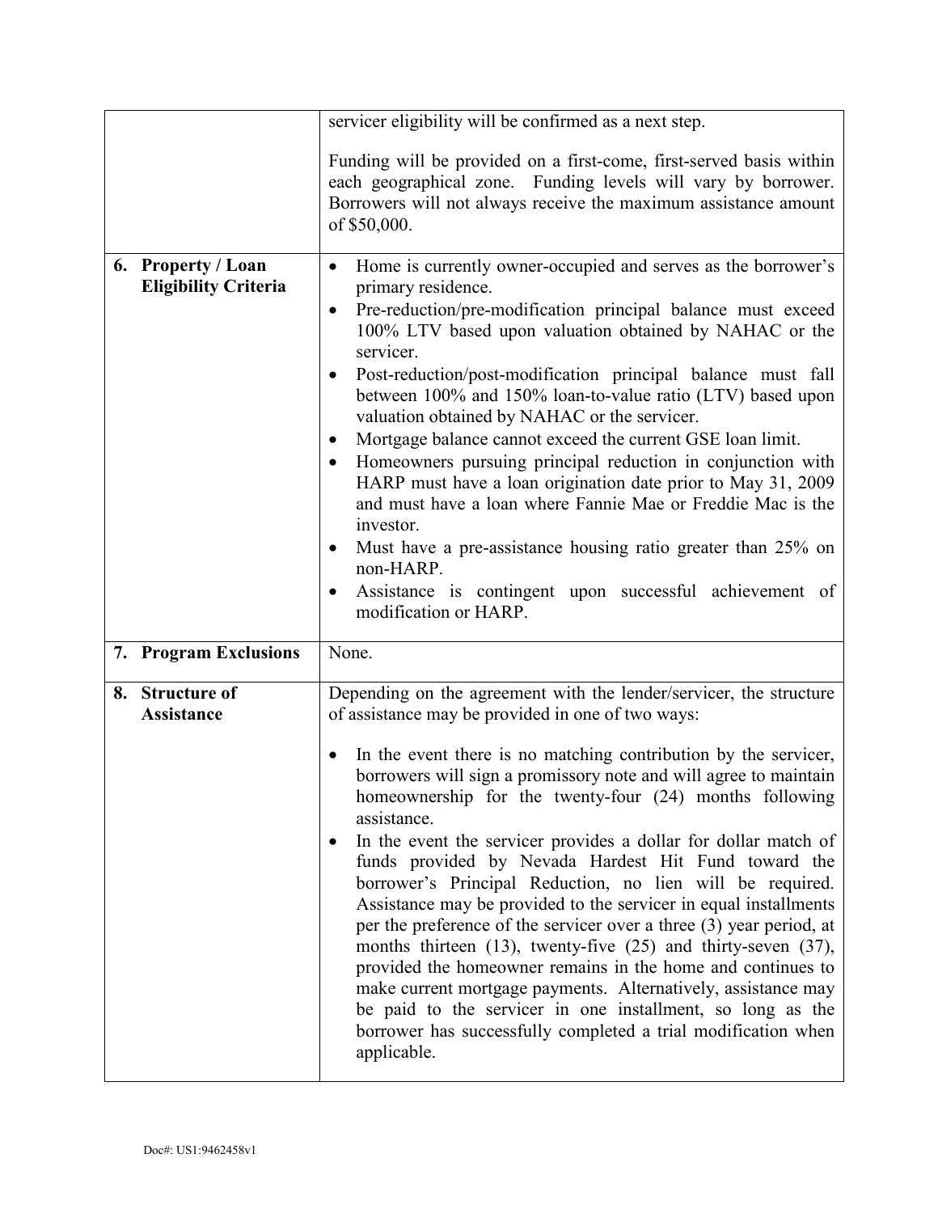| | |
|---|---|
| | servicer eligibility will be confirmed as a next step.<br><br>Funding will be provided on a first-come, first-served basis within each geographical zone. Funding levels will vary by borrower. Borrowers will not always receive the maximum assistance amount of $50,000. |
| **6. Property / Loan Eligibility Criteria** | • Home is currently owner-occupied and serves as the borrower's primary residence.<br>• Pre-reduction/pre-modification principal balance must exceed 100% LTV based upon valuation obtained by NAHAC or the servicer.<br>• Post-reduction/post-modification principal balance must fall between 100% and 150% loan-to-value ratio (LTV) based upon valuation obtained by NAHAC or the servicer.<br>• Mortgage balance cannot exceed the current GSE loan limit.<br>• Homeowners pursuing principal reduction in conjunction with HARP must have a loan origination date prior to May 31, 2009 and must have a loan where Fannie Mae or Freddie Mac is the investor.<br>• Must have a pre-assistance housing ratio greater than 25% on non-HARP.<br>• Assistance is contingent upon successful achievement of modification or HARP. |
| **7. Program Exclusions** | None. |
| **8. Structure of Assistance** | Depending on the agreement with the lender/servicer, the structure of assistance may be provided in one of two ways:<br><br>• In the event there is no matching contribution by the servicer, borrowers will sign a promissory note and will agree to maintain homeownership for the twenty-four (24) months following assistance.<br>• In the event the servicer provides a dollar for dollar match of funds provided by Nevada Hardest Hit Fund toward the borrower's Principal Reduction, no lien will be required. Assistance may be provided to the servicer in equal installments per the preference of the servicer over a three (3) year period, at months thirteen (13), twenty-five (25) and thirty-seven (37), provided the homeowner remains in the home and continues to make current mortgage payments. Alternatively, assistance may be paid to the servicer in one installment, so long as the borrower has successfully completed a trial modification when applicable. |

Doc#: US1:9462458v1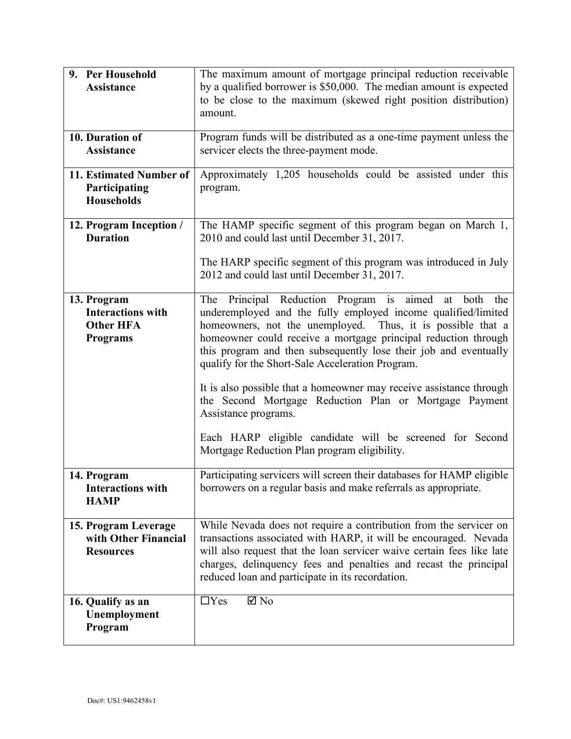| | |
|---|---|
| **9. Per Household Assistance** | The maximum amount of mortgage principal reduction receivable by a qualified borrower is $50,000. The median amount is expected to be close to the maximum (skewed right position distribution) amount. |
| **10. Duration of Assistance** | Program funds will be distributed as a one-time payment unless the servicer elects the three-payment mode. |
| **11. Estimated Number of Participating Households** | Approximately 1,205 households could be assisted under this program. |
| **12. Program Inception / Duration** | The HAMP specific segment of this program began on March 1, 2010 and could last until December 31, 2017.<br><br>The HARP specific segment of this program was introduced in July 2012 and could last until December 31, 2017. |
| **13. Program Interactions with Other HFA Programs** | The Principal Reduction Program is aimed at both the underemployed and the fully employed income qualified/limited homeowners, not the unemployed. Thus, it is possible that a homeowner could receive a mortgage principal reduction through this program and then subsequently lose their job and eventually qualify for the Short-Sale Acceleration Program.<br><br>It is also possible that a homeowner may receive assistance through the Second Mortgage Reduction Plan or Mortgage Payment Assistance programs.<br><br>Each HARP eligible candidate will be screened for Second Mortgage Reduction Plan program eligibility. |
| **14. Program Interactions with HAMP** | Participating servicers will screen their databases for HAMP eligible borrowers on a regular basis and make referrals as appropriate. |
| **15. Program Leverage with Other Financial Resources** | While Nevada does not require a contribution from the servicer on transactions associated with HARP, it will be encouraged. Nevada will also request that the loan servicer waive certain fees like late charges, delinquency fees and penalties and recast the principal reduced loan and participate in its recordation. |
| **16. Qualify as an Unemployment Program** | ☐Yes ☑ No |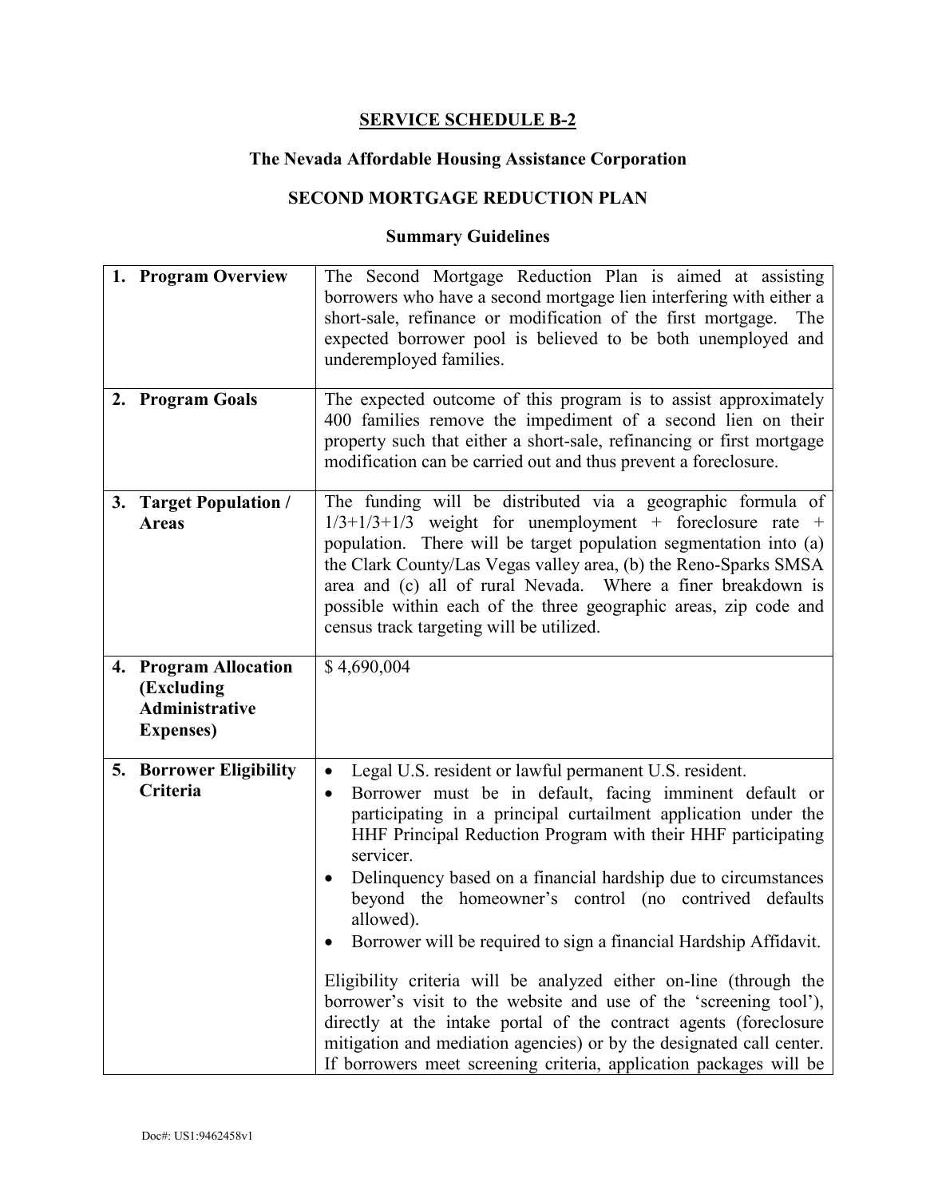## SERVICE SCHEDULE B-2

### The Nevada Affordable Housing Assistance Corporation

### SECOND MORTGAGE REDUCTION PLAN

### Summary Guidelines

| | |
|---|---|
| **1. Program Overview** | The Second Mortgage Reduction Plan is aimed at assisting borrowers who have a second mortgage lien interfering with either a short-sale, refinance or modification of the first mortgage. The expected borrower pool is believed to be both unemployed and underemployed families. |
| **2. Program Goals** | The expected outcome of this program is to assist approximately 400 families remove the impediment of a second lien on their property such that either a short-sale, refinancing or first mortgage modification can be carried out and thus prevent a foreclosure. |
| **3. Target Population / Areas** | The funding will be distributed via a geographic formula of 1/3+1/3+1/3 weight for unemployment + foreclosure rate + population. There will be target population segmentation into (a) the Clark County/Las Vegas valley area, (b) the Reno-Sparks SMSA area and (c) all of rural Nevada. Where a finer breakdown is possible within each of the three geographic areas, zip code and census track targeting will be utilized. |
| **4. Program Allocation (Excluding Administrative Expenses)** | $ 4,690,004 |
| **5. Borrower Eligibility Criteria** | • Legal U.S. resident or lawful permanent U.S. resident.<br>• Borrower must be in default, facing imminent default or participating in a principal curtailment application under the HHF Principal Reduction Program with their HHF participating servicer.<br>• Delinquency based on a financial hardship due to circumstances beyond the homeowner's control (no contrived defaults allowed).<br>• Borrower will be required to sign a financial Hardship Affidavit.<br><br>Eligibility criteria will be analyzed either on-line (through the borrower's visit to the website and use of the 'screening tool'), directly at the intake portal of the contract agents (foreclosure mitigation and mediation agencies) or by the designated call center. If borrowers meet screening criteria, application packages will be |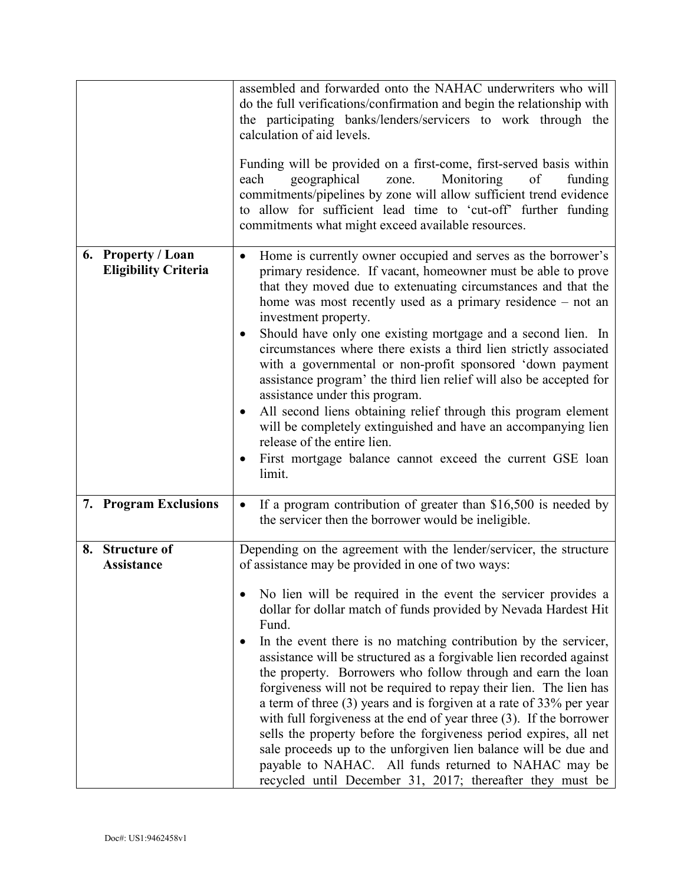| | |
|---|---|
| | assembled and forwarded onto the NAHAC underwriters who will do the full verifications/confirmation and begin the relationship with the participating banks/lenders/servicers to work through the calculation of aid levels.<br><br>Funding will be provided on a first-come, first-served basis within each geographical zone. Monitoring of funding commitments/pipelines by zone will allow sufficient trend evidence to allow for sufficient lead time to 'cut-off' further funding commitments what might exceed available resources. |
| **6. Property / Loan Eligibility Criteria** | • Home is currently owner occupied and serves as the borrower's primary residence. If vacant, homeowner must be able to prove that they moved due to extenuating circumstances and that the home was most recently used as a primary residence – not an investment property.<br>• Should have only one existing mortgage and a second lien. In circumstances where there exists a third lien strictly associated with a governmental or non-profit sponsored 'down payment assistance program' the third lien relief will also be accepted for assistance under this program.<br>• All second liens obtaining relief through this program element will be completely extinguished and have an accompanying lien release of the entire lien.<br>• First mortgage balance cannot exceed the current GSE loan limit. |
| **7. Program Exclusions** | • If a program contribution of greater than $16,500 is needed by the servicer then the borrower would be ineligible. |
| **8. Structure of Assistance** | Depending on the agreement with the lender/servicer, the structure of assistance may be provided in one of two ways:<br><br>• No lien will be required in the event the servicer provides a dollar for dollar match of funds provided by Nevada Hardest Hit Fund.<br>• In the event there is no matching contribution by the servicer, assistance will be structured as a forgivable lien recorded against the property. Borrowers who follow through and earn the loan forgiveness will not be required to repay their lien. The lien has a term of three (3) years and is forgiven at a rate of 33% per year with full forgiveness at the end of year three (3). If the borrower sells the property before the forgiveness period expires, all net sale proceeds up to the unforgiven lien balance will be due and payable to NAHAC. All funds returned to NAHAC may be recycled until December 31, 2017; thereafter they must be |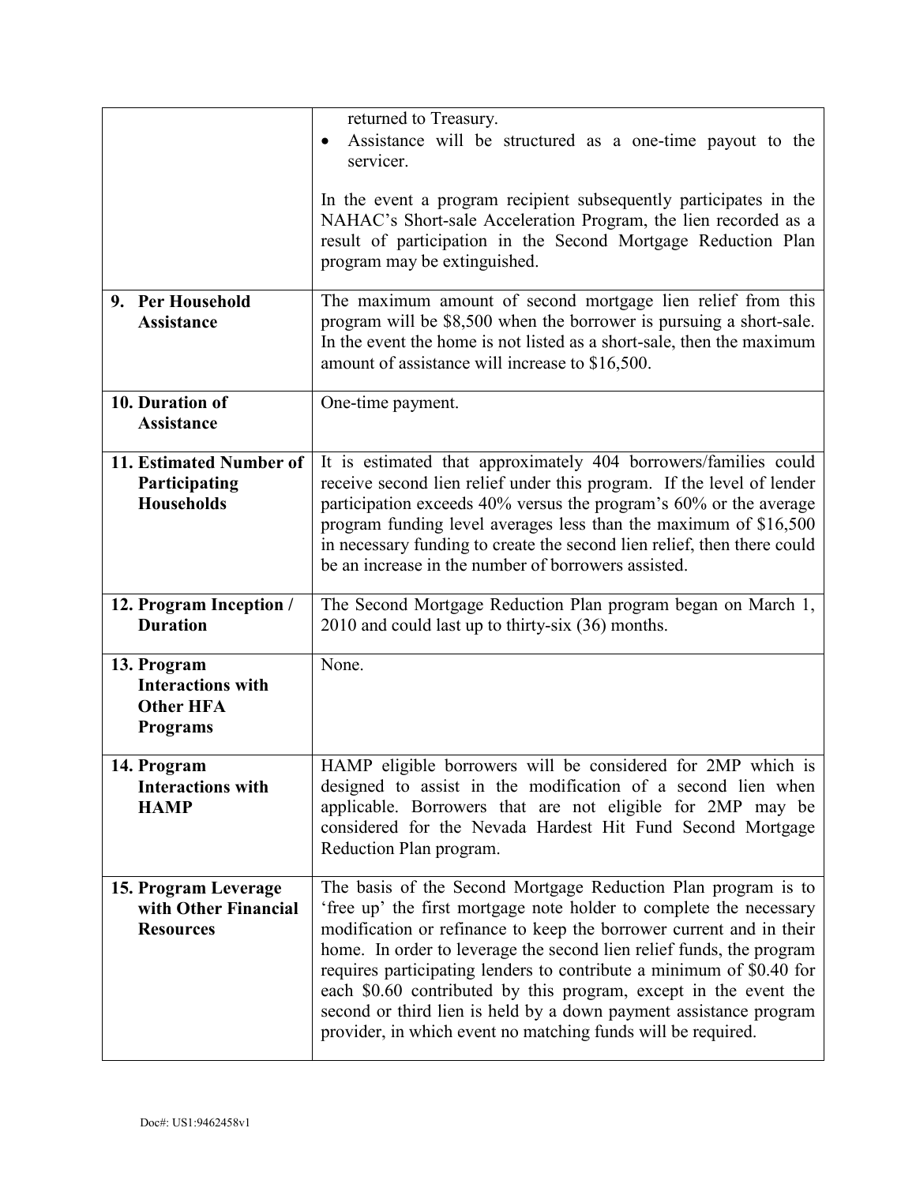| | |
|---|---|
| | returned to Treasury.<br>• Assistance will be structured as a one-time payout to the servicer.<br><br>In the event a program recipient subsequently participates in the NAHAC's Short-sale Acceleration Program, the lien recorded as a result of participation in the Second Mortgage Reduction Plan program may be extinguished. |
| **9. Per Household Assistance** | The maximum amount of second mortgage lien relief from this program will be $8,500 when the borrower is pursuing a short-sale. In the event the home is not listed as a short-sale, then the maximum amount of assistance will increase to $16,500. |
| **10. Duration of Assistance** | One-time payment. |
| **11. Estimated Number of Participating Households** | It is estimated that approximately 404 borrowers/families could receive second lien relief under this program. If the level of lender participation exceeds 40% versus the program's 60% or the average program funding level averages less than the maximum of $16,500 in necessary funding to create the second lien relief, then there could be an increase in the number of borrowers assisted. |
| **12. Program Inception / Duration** | The Second Mortgage Reduction Plan program began on March 1, 2010 and could last up to thirty-six (36) months. |
| **13. Program Interactions with Other HFA Programs** | None. |
| **14. Program Interactions with HAMP** | HAMP eligible borrowers will be considered for 2MP which is designed to assist in the modification of a second lien when applicable. Borrowers that are not eligible for 2MP may be considered for the Nevada Hardest Hit Fund Second Mortgage Reduction Plan program. |
| **15. Program Leverage with Other Financial Resources** | The basis of the Second Mortgage Reduction Plan program is to 'free up' the first mortgage note holder to complete the necessary modification or refinance to keep the borrower current and in their home. In order to leverage the second lien relief funds, the program requires participating lenders to contribute a minimum of $0.40 for each $0.60 contributed by this program, except in the event the second or third lien is held by a down payment assistance program provider, in which event no matching funds will be required. |

Doc#: US1:9462458v1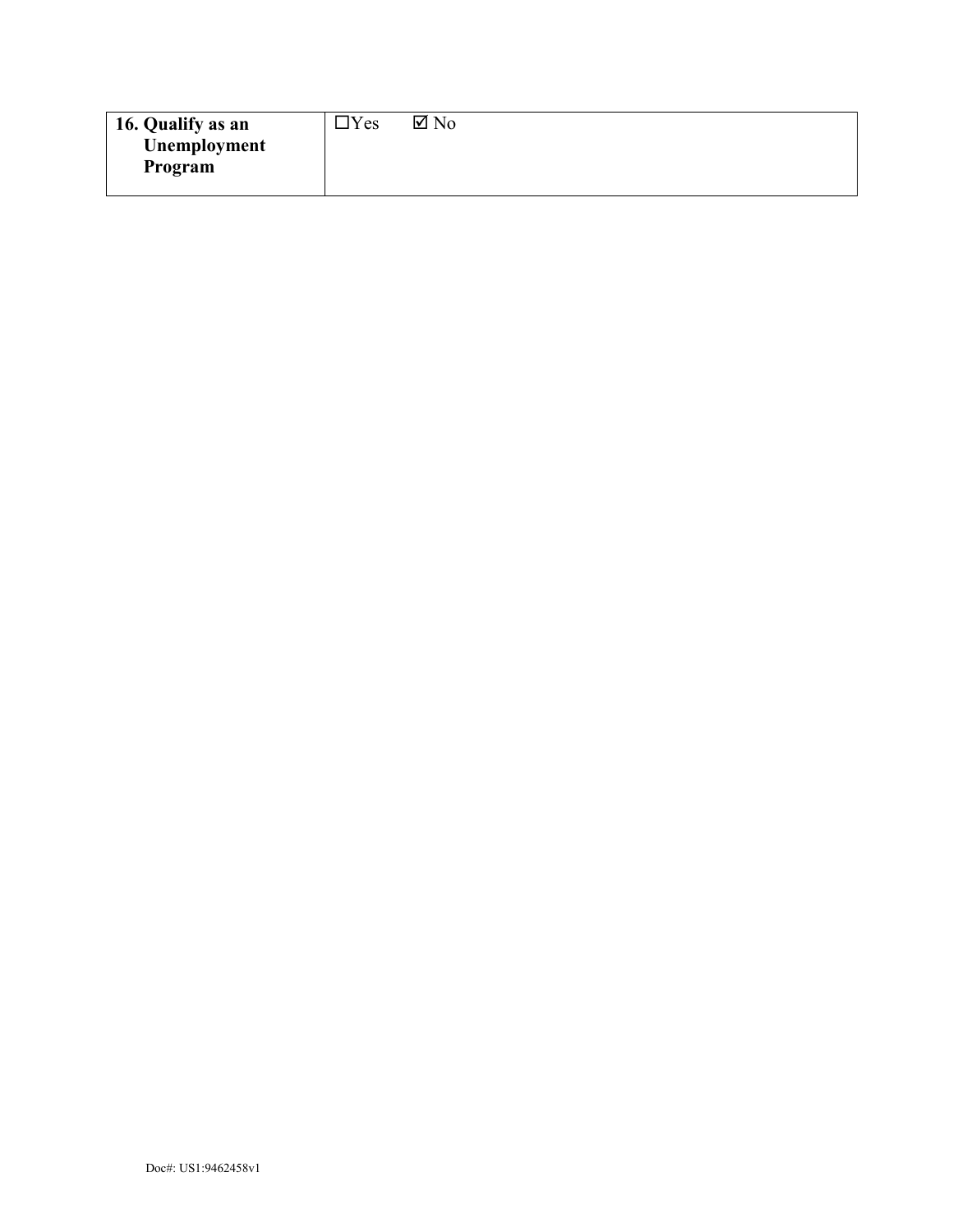| **16. Qualify as an Unemployment Program** | ☐Yes ☑ No |
| --- | --- |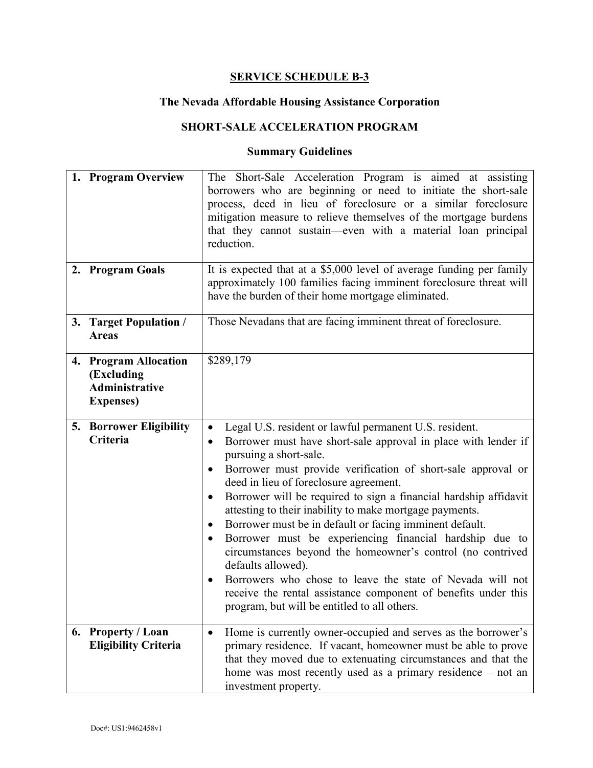**SERVICE SCHEDULE B-3**

**The Nevada Affordable Housing Assistance Corporation**

**SHORT-SALE ACCELERATION PROGRAM**

**Summary Guidelines**

| | |
|---|---|
| **1. Program Overview** | The Short-Sale Acceleration Program is aimed at assisting borrowers who are beginning or need to initiate the short-sale process, deed in lieu of foreclosure or a similar foreclosure mitigation measure to relieve themselves of the mortgage burdens that they cannot sustain—even with a material loan principal reduction. |
| **2. Program Goals** | It is expected that at a $5,000 level of average funding per family approximately 100 families facing imminent foreclosure threat will have the burden of their home mortgage eliminated. |
| **3. Target Population / Areas** | Those Nevadans that are facing imminent threat of foreclosure. |
| **4. Program Allocation (Excluding Administrative Expenses)** | $289,179 |
| **5. Borrower Eligibility Criteria** | • Legal U.S. resident or lawful permanent U.S. resident.<br>• Borrower must have short-sale approval in place with lender if pursuing a short-sale.<br>• Borrower must provide verification of short-sale approval or deed in lieu of foreclosure agreement.<br>• Borrower will be required to sign a financial hardship affidavit attesting to their inability to make mortgage payments.<br>• Borrower must be in default or facing imminent default.<br>• Borrower must be experiencing financial hardship due to circumstances beyond the homeowner's control (no contrived defaults allowed).<br>• Borrowers who chose to leave the state of Nevada will not receive the rental assistance component of benefits under this program, but will be entitled to all others. |
| **6. Property / Loan Eligibility Criteria** | • Home is currently owner-occupied and serves as the borrower's primary residence. If vacant, homeowner must be able to prove that they moved due to extenuating circumstances and that the home was most recently used as a primary residence – not an investment property. |

Doc#: US1:9462458v1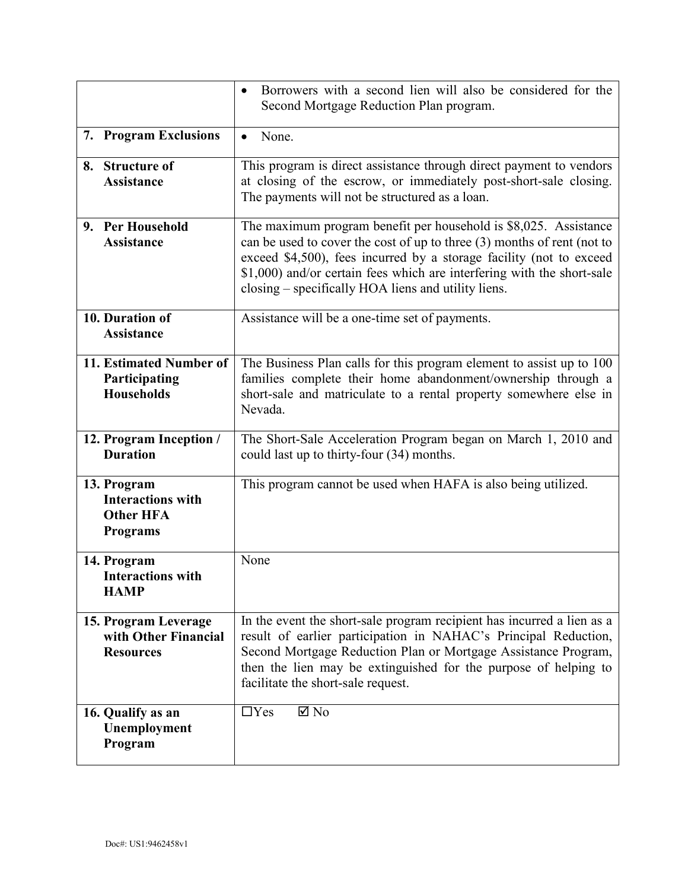| | |
|---|---|
| | • Borrowers with a second lien will also be considered for the Second Mortgage Reduction Plan program. |
| **7. Program Exclusions** | • None. |
| **8. Structure of Assistance** | This program is direct assistance through direct payment to vendors at closing of the escrow, or immediately post-short-sale closing. The payments will not be structured as a loan. |
| **9. Per Household Assistance** | The maximum program benefit per household is $8,025. Assistance can be used to cover the cost of up to three (3) months of rent (not to exceed $4,500), fees incurred by a storage facility (not to exceed $1,000) and/or certain fees which are interfering with the short-sale closing – specifically HOA liens and utility liens. |
| **10. Duration of Assistance** | Assistance will be a one-time set of payments. |
| **11. Estimated Number of Participating Households** | The Business Plan calls for this program element to assist up to 100 families complete their home abandonment/ownership through a short-sale and matriculate to a rental property somewhere else in Nevada. |
| **12. Program Inception / Duration** | The Short-Sale Acceleration Program began on March 1, 2010 and could last up to thirty-four (34) months. |
| **13. Program Interactions with Other HFA Programs** | This program cannot be used when HAFA is also being utilized. |
| **14. Program Interactions with HAMP** | None |
| **15. Program Leverage with Other Financial Resources** | In the event the short-sale program recipient has incurred a lien as a result of earlier participation in NAHAC's Principal Reduction, Second Mortgage Reduction Plan or Mortgage Assistance Program, then the lien may be extinguished for the purpose of helping to facilitate the short-sale request. |
| **16. Qualify as an Unemployment Program** | ☐Yes ☑ No |

Doc#: US1:9462458v1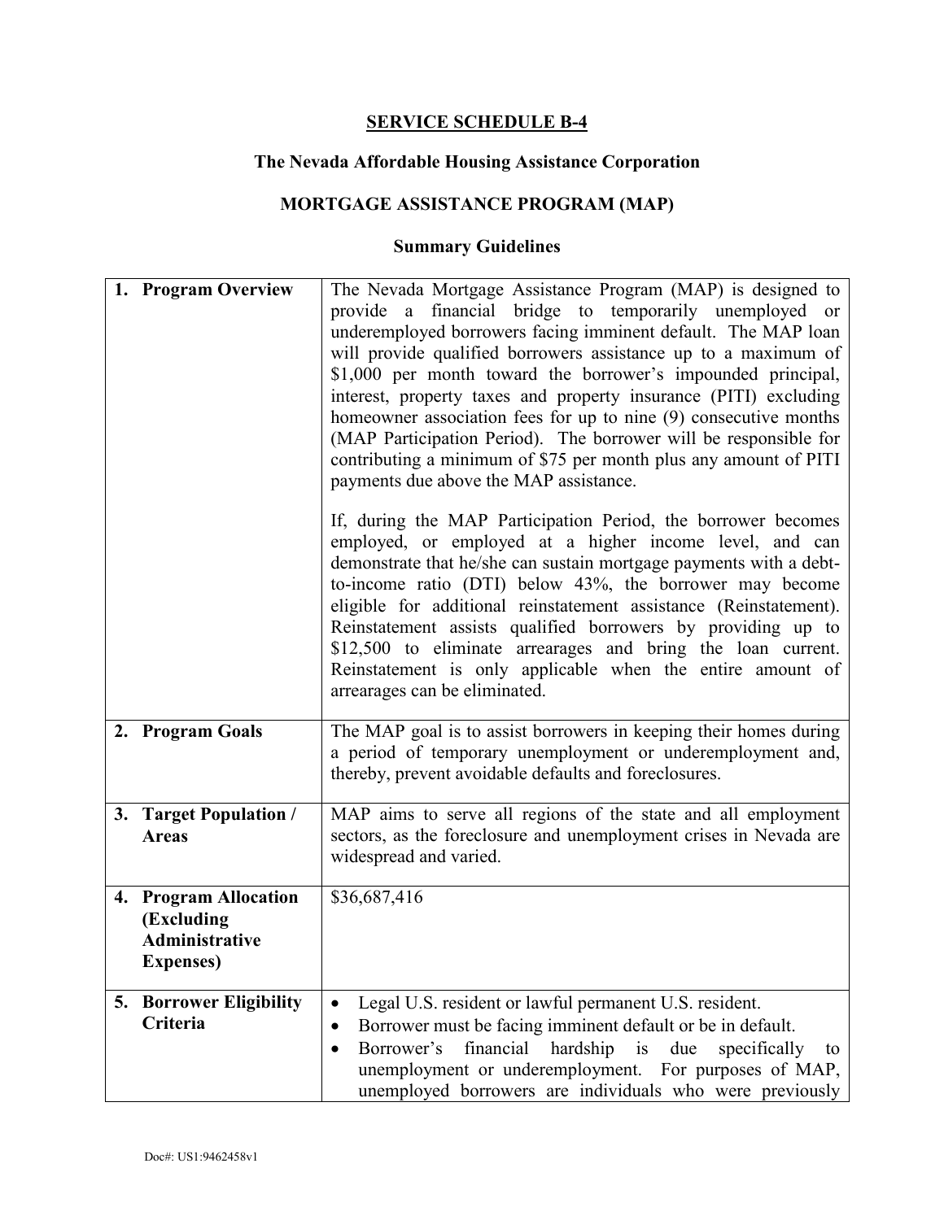# SERVICE SCHEDULE B-4

## The Nevada Affordable Housing Assistance Corporation

## MORTGAGE ASSISTANCE PROGRAM (MAP)

### Summary Guidelines

| | |
|---|---|
| **1. Program Overview** | The Nevada Mortgage Assistance Program (MAP) is designed to provide a financial bridge to temporarily unemployed or underemployed borrowers facing imminent default. The MAP loan will provide qualified borrowers assistance up to a maximum of $1,000 per month toward the borrower's impounded principal, interest, property taxes and property insurance (PITI) excluding homeowner association fees for up to nine (9) consecutive months (MAP Participation Period). The borrower will be responsible for contributing a minimum of $75 per month plus any amount of PITI payments due above the MAP assistance.<br><br>If, during the MAP Participation Period, the borrower becomes employed, or employed at a higher income level, and can demonstrate that he/she can sustain mortgage payments with a debt-to-income ratio (DTI) below 43%, the borrower may become eligible for additional reinstatement assistance (Reinstatement). Reinstatement assists qualified borrowers by providing up to $12,500 to eliminate arrearages and bring the loan current. Reinstatement is only applicable when the entire amount of arrearages can be eliminated. |
| **2. Program Goals** | The MAP goal is to assist borrowers in keeping their homes during a period of temporary unemployment or underemployment and, thereby, prevent avoidable defaults and foreclosures. |
| **3. Target Population / Areas** | MAP aims to serve all regions of the state and all employment sectors, as the foreclosure and unemployment crises in Nevada are widespread and varied. |
| **4. Program Allocation (Excluding Administrative Expenses)** | $36,687,416 |
| **5. Borrower Eligibility Criteria** | • Legal U.S. resident or lawful permanent U.S. resident.<br>• Borrower must be facing imminent default or be in default.<br>• Borrower's financial hardship is due specifically to unemployment or underemployment. For purposes of MAP, unemployed borrowers are individuals who were previously |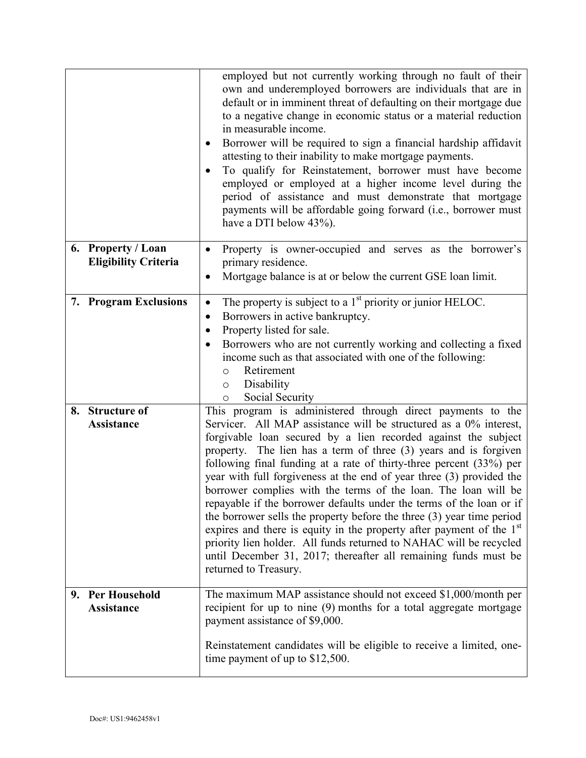| | |
|---|---|
| | employed but not currently working through no fault of their own and underemployed borrowers are individuals that are in default or in imminent threat of defaulting on their mortgage due to a negative change in economic status or a material reduction in measurable income.<br>• Borrower will be required to sign a financial hardship affidavit attesting to their inability to make mortgage payments.<br>• To qualify for Reinstatement, borrower must have become employed or employed at a higher income level during the period of assistance and must demonstrate that mortgage payments will be affordable going forward (i.e., borrower must have a DTI below 43%). |
| **6. Property / Loan Eligibility Criteria** | • Property is owner-occupied and serves as the borrower's primary residence.<br>• Mortgage balance is at or below the current GSE loan limit. |
| **7. Program Exclusions** | • The property is subject to a 1st priority or junior HELOC.<br>• Borrowers in active bankruptcy.<br>• Property listed for sale.<br>• Borrowers who are not currently working and collecting a fixed income such as that associated with one of the following:<br>  ○ Retirement<br>  ○ Disability<br>  ○ Social Security |
| **8. Structure of Assistance** | This program is administered through direct payments to the Servicer. All MAP assistance will be structured as a 0% interest, forgivable loan secured by a lien recorded against the subject property. The lien has a term of three (3) years and is forgiven following final funding at a rate of thirty-three percent (33%) per year with full forgiveness at the end of year three (3) provided the borrower complies with the terms of the loan. The loan will be repayable if the borrower defaults under the terms of the loan or if the borrower sells the property before the three (3) year time period expires and there is equity in the property after payment of the 1st priority lien holder. All funds returned to NAHAC will be recycled until December 31, 2017; thereafter all remaining funds must be returned to Treasury. |
| **9. Per Household Assistance** | The maximum MAP assistance should not exceed $1,000/month per recipient for up to nine (9) months for a total aggregate mortgage payment assistance of $9,000.<br><br>Reinstatement candidates will be eligible to receive a limited, one-time payment of up to $12,500. |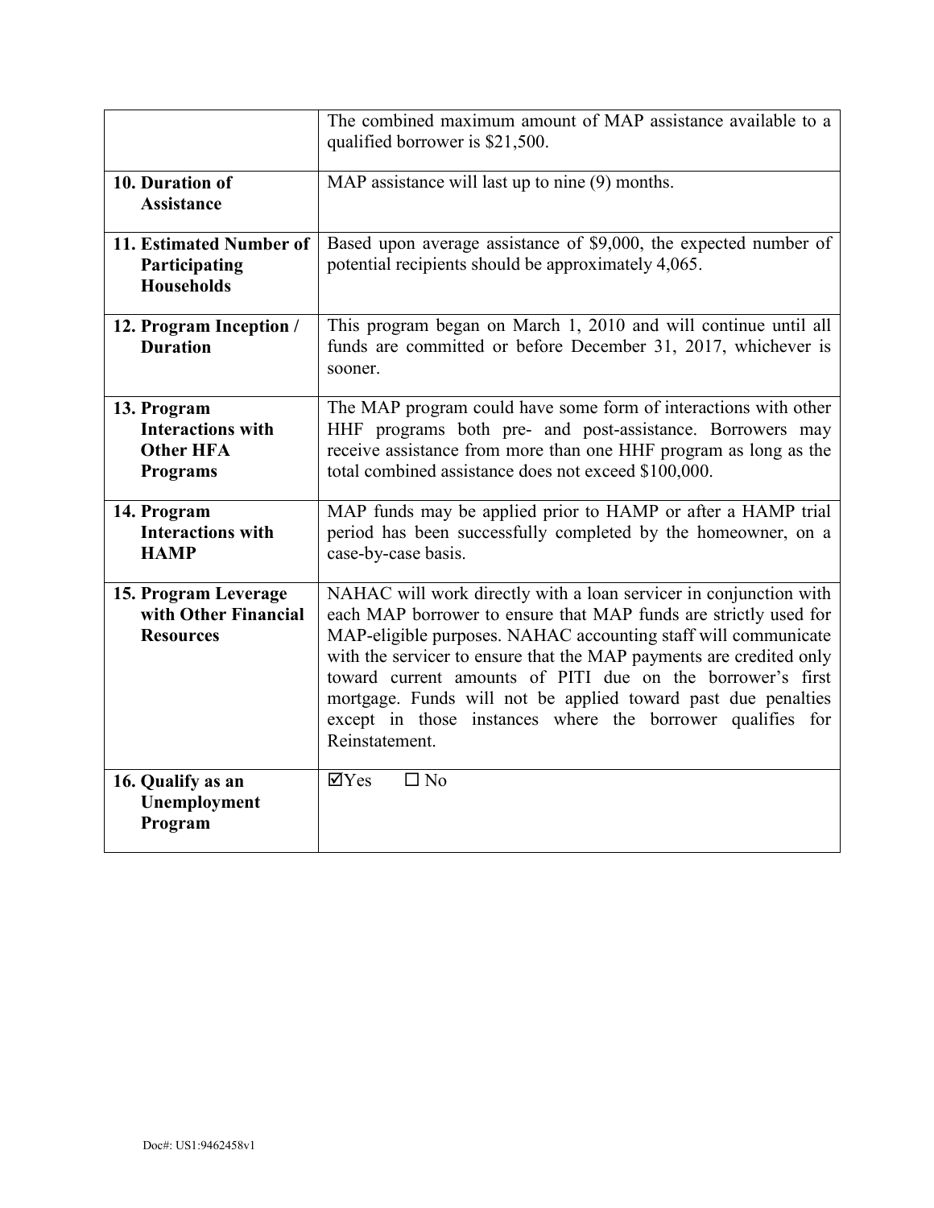| | |
|---|---|
| | The combined maximum amount of MAP assistance available to a qualified borrower is $21,500. |
| **10. Duration of Assistance** | MAP assistance will last up to nine (9) months. |
| **11. Estimated Number of Participating Households** | Based upon average assistance of $9,000, the expected number of potential recipients should be approximately 4,065. |
| **12. Program Inception / Duration** | This program began on March 1, 2010 and will continue until all funds are committed or before December 31, 2017, whichever is sooner. |
| **13. Program Interactions with Other HFA Programs** | The MAP program could have some form of interactions with other HHF programs both pre- and post-assistance. Borrowers may receive assistance from more than one HHF program as long as the total combined assistance does not exceed $100,000. |
| **14. Program Interactions with HAMP** | MAP funds may be applied prior to HAMP or after a HAMP trial period has been successfully completed by the homeowner, on a case-by-case basis. |
| **15. Program Leverage with Other Financial Resources** | NAHAC will work directly with a loan servicer in conjunction with each MAP borrower to ensure that MAP funds are strictly used for MAP-eligible purposes. NAHAC accounting staff will communicate with the servicer to ensure that the MAP payments are credited only toward current amounts of PITI due on the borrower's first mortgage. Funds will not be applied toward past due penalties except in those instances where the borrower qualifies for Reinstatement. |
| **16. Qualify as an Unemployment Program** | ☑Yes ☐ No |

Doc#: US1:9462458v1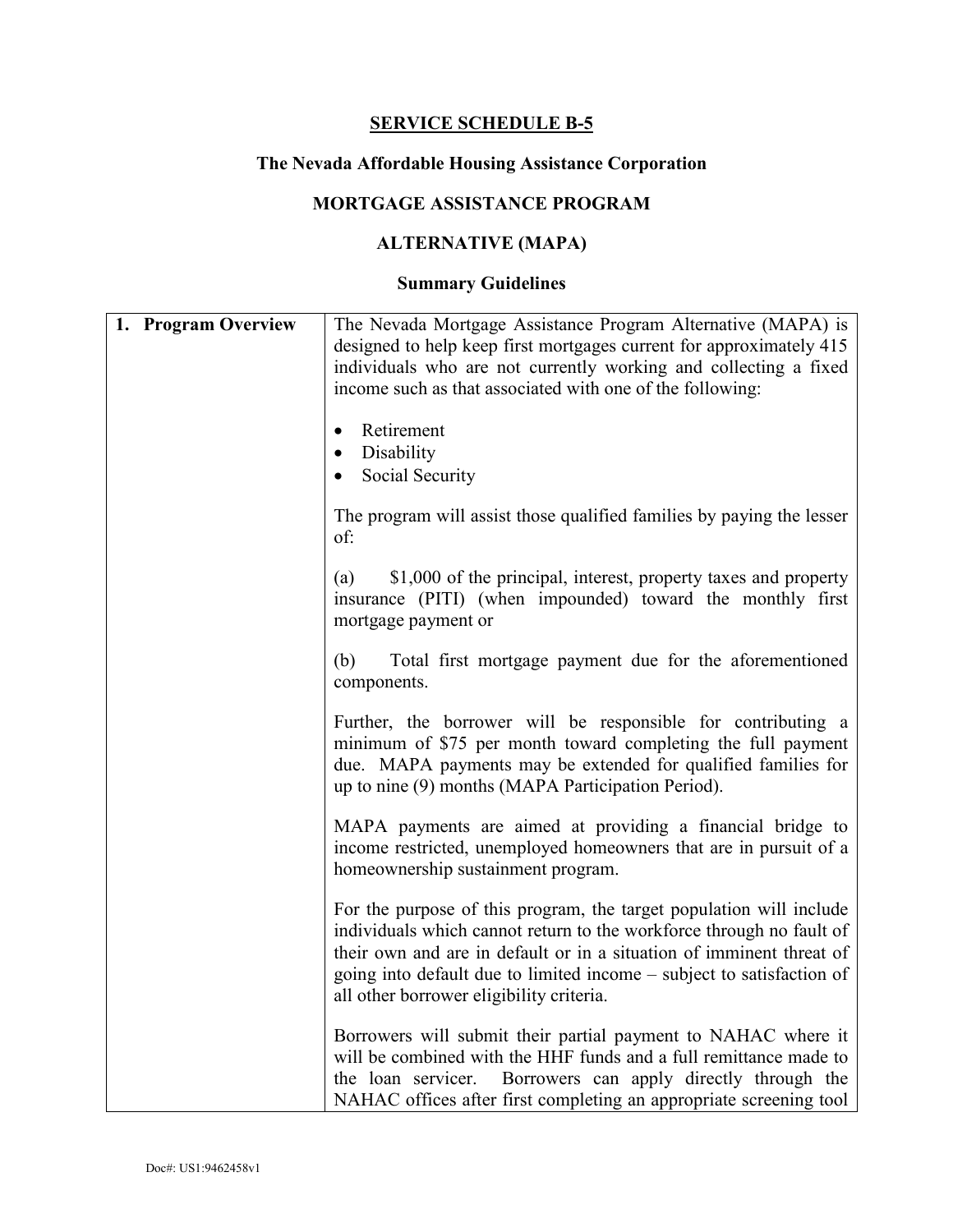# SERVICE SCHEDULE B-5

## The Nevada Affordable Housing Assistance Corporation

## MORTGAGE ASSISTANCE PROGRAM

## ALTERNATIVE (MAPA)

### Summary Guidelines

| | |
|---|---|
| **1. Program Overview** | The Nevada Mortgage Assistance Program Alternative (MAPA) is designed to help keep first mortgages current for approximately 415 individuals who are not currently working and collecting a fixed income such as that associated with one of the following:<br><br>• Retirement<br>• Disability<br>• Social Security<br><br>The program will assist those qualified families by paying the lesser of:<br><br>(a) $1,000 of the principal, interest, property taxes and property insurance (PITI) (when impounded) toward the monthly first mortgage payment or<br><br>(b) Total first mortgage payment due for the aforementioned components.<br><br>Further, the borrower will be responsible for contributing a minimum of $75 per month toward completing the full payment due. MAPA payments may be extended for qualified families for up to nine (9) months (MAPA Participation Period).<br><br>MAPA payments are aimed at providing a financial bridge to income restricted, unemployed homeowners that are in pursuit of a homeownership sustainment program.<br><br>For the purpose of this program, the target population will include individuals which cannot return to the workforce through no fault of their own and are in default or in a situation of imminent threat of going into default due to limited income – subject to satisfaction of all other borrower eligibility criteria.<br><br>Borrowers will submit their partial payment to NAHAC where it will be combined with the HHF funds and a full remittance made to the loan servicer. Borrowers can apply directly through the NAHAC offices after first completing an appropriate screening tool |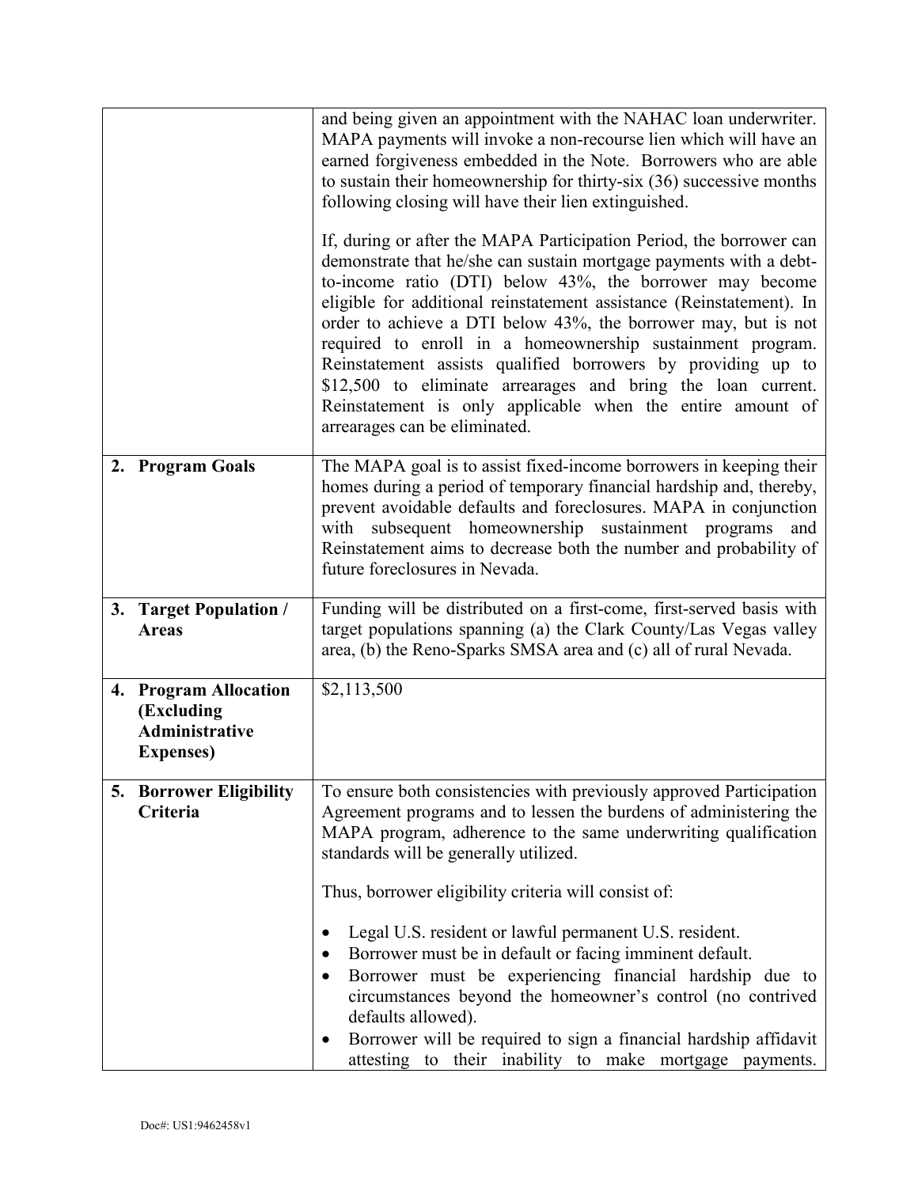| | |
|---|---|
| | and being given an appointment with the NAHAC loan underwriter. MAPA payments will invoke a non-recourse lien which will have an earned forgiveness embedded in the Note. Borrowers who are able to sustain their homeownership for thirty-six (36) successive months following closing will have their lien extinguished.<br><br>If, during or after the MAPA Participation Period, the borrower can demonstrate that he/she can sustain mortgage payments with a debt-to-income ratio (DTI) below 43%, the borrower may become eligible for additional reinstatement assistance (Reinstatement). In order to achieve a DTI below 43%, the borrower may, but is not required to enroll in a homeownership sustainment program. Reinstatement assists qualified borrowers by providing up to $12,500 to eliminate arrearages and bring the loan current. Reinstatement is only applicable when the entire amount of arrearages can be eliminated. |
| **2. Program Goals** | The MAPA goal is to assist fixed-income borrowers in keeping their homes during a period of temporary financial hardship and, thereby, prevent avoidable defaults and foreclosures. MAPA in conjunction with subsequent homeownership sustainment programs and Reinstatement aims to decrease both the number and probability of future foreclosures in Nevada. |
| **3. Target Population / Areas** | Funding will be distributed on a first-come, first-served basis with target populations spanning (a) the Clark County/Las Vegas valley area, (b) the Reno-Sparks SMSA area and (c) all of rural Nevada. |
| **4. Program Allocation (Excluding Administrative Expenses)** | $2,113,500 |
| **5. Borrower Eligibility Criteria** | To ensure both consistencies with previously approved Participation Agreement programs and to lessen the burdens of administering the MAPA program, adherence to the same underwriting qualification standards will be generally utilized.<br><br>Thus, borrower eligibility criteria will consist of:<br><br>• Legal U.S. resident or lawful permanent U.S. resident.<br>• Borrower must be in default or facing imminent default.<br>• Borrower must be experiencing financial hardship due to circumstances beyond the homeowner's control (no contrived defaults allowed).<br>• Borrower will be required to sign a financial hardship affidavit attesting to their inability to make mortgage payments. |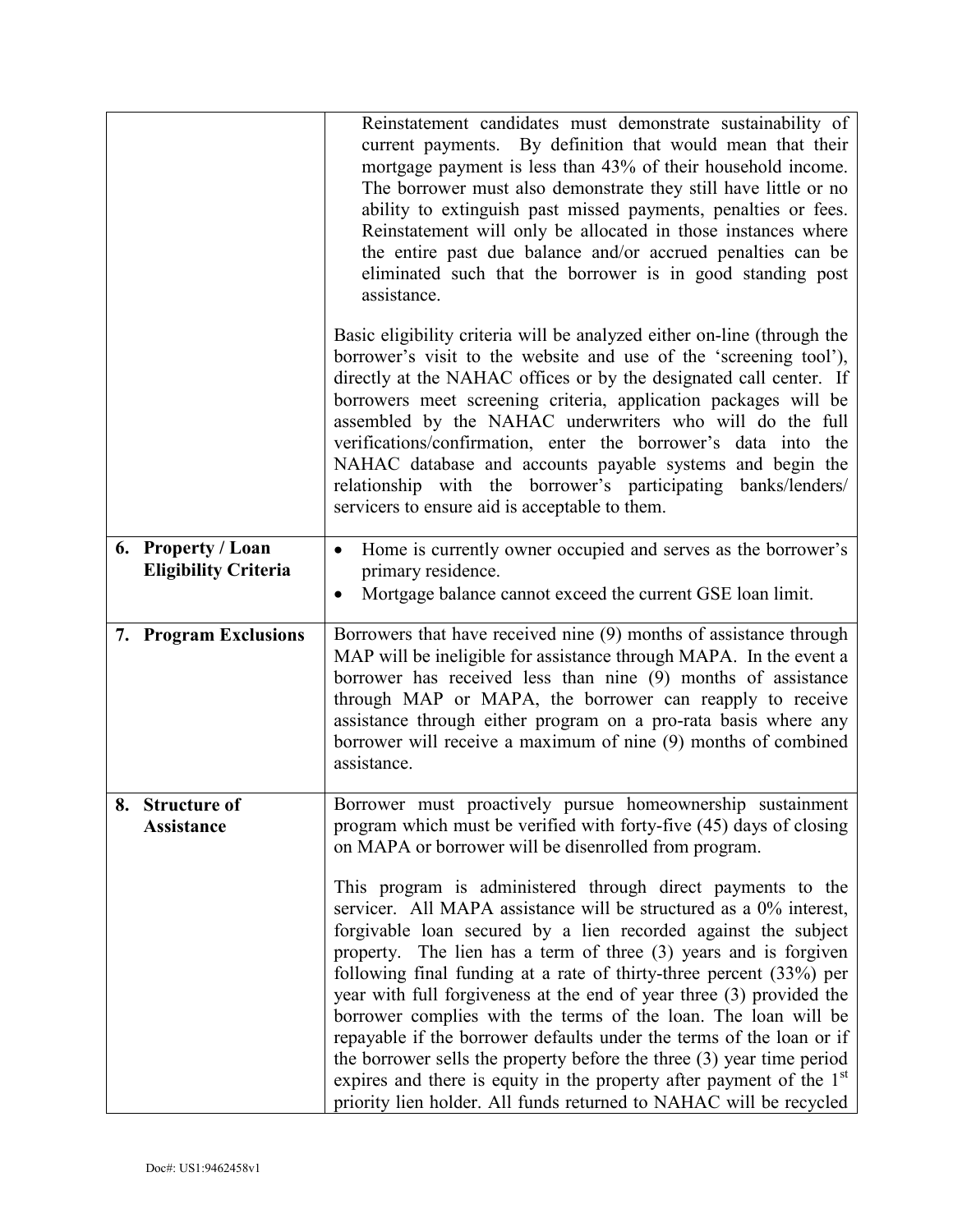| | |
|---|---|
| | Reinstatement candidates must demonstrate sustainability of current payments. By definition that would mean that their mortgage payment is less than 43% of their household income. The borrower must also demonstrate they still have little or no ability to extinguish past missed payments, penalties or fees. Reinstatement will only be allocated in those instances where the entire past due balance and/or accrued penalties can be eliminated such that the borrower is in good standing post assistance.<br><br>Basic eligibility criteria will be analyzed either on-line (through the borrower's visit to the website and use of the 'screening tool'), directly at the NAHAC offices or by the designated call center. If borrowers meet screening criteria, application packages will be assembled by the NAHAC underwriters who will do the full verifications/confirmation, enter the borrower's data into the NAHAC database and accounts payable systems and begin the relationship with the borrower's participating banks/lenders/ servicers to ensure aid is acceptable to them. |
| **6. Property / Loan Eligibility Criteria** | • Home is currently owner occupied and serves as the borrower's primary residence.<br>• Mortgage balance cannot exceed the current GSE loan limit. |
| **7. Program Exclusions** | Borrowers that have received nine (9) months of assistance through MAP will be ineligible for assistance through MAPA. In the event a borrower has received less than nine (9) months of assistance through MAP or MAPA, the borrower can reapply to receive assistance through either program on a pro-rata basis where any borrower will receive a maximum of nine (9) months of combined assistance. |
| **8. Structure of Assistance** | Borrower must proactively pursue homeownership sustainment program which must be verified with forty-five (45) days of closing on MAPA or borrower will be disenrolled from program.<br><br>This program is administered through direct payments to the servicer. All MAPA assistance will be structured as a 0% interest, forgivable loan secured by a lien recorded against the subject property. The lien has a term of three (3) years and is forgiven following final funding at a rate of thirty-three percent (33%) per year with full forgiveness at the end of year three (3) provided the borrower complies with the terms of the loan. The loan will be repayable if the borrower defaults under the terms of the loan or if the borrower sells the property before the three (3) year time period expires and there is equity in the property after payment of the 1st priority lien holder. All funds returned to NAHAC will be recycled |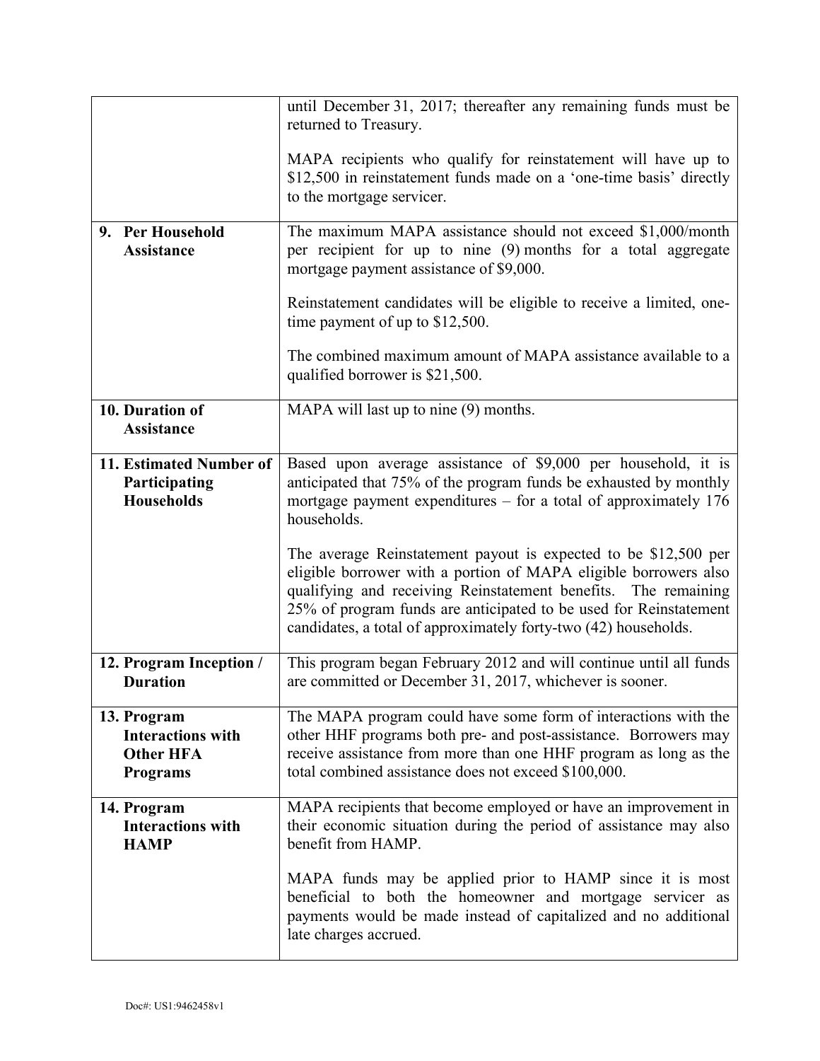| | |
|---|---|
| | until December 31, 2017; thereafter any remaining funds must be returned to Treasury.<br><br>MAPA recipients who qualify for reinstatement will have up to $12,500 in reinstatement funds made on a 'one-time basis' directly to the mortgage servicer. |
| **9. Per Household Assistance** | The maximum MAPA assistance should not exceed $1,000/month per recipient for up to nine (9) months for a total aggregate mortgage payment assistance of $9,000.<br><br>Reinstatement candidates will be eligible to receive a limited, one-time payment of up to $12,500.<br><br>The combined maximum amount of MAPA assistance available to a qualified borrower is $21,500. |
| **10. Duration of Assistance** | MAPA will last up to nine (9) months. |
| **11. Estimated Number of Participating Households** | Based upon average assistance of $9,000 per household, it is anticipated that 75% of the program funds be exhausted by monthly mortgage payment expenditures – for a total of approximately 176 households.<br><br>The average Reinstatement payout is expected to be $12,500 per eligible borrower with a portion of MAPA eligible borrowers also qualifying and receiving Reinstatement benefits. The remaining 25% of program funds are anticipated to be used for Reinstatement candidates, a total of approximately forty-two (42) households. |
| **12. Program Inception / Duration** | This program began February 2012 and will continue until all funds are committed or December 31, 2017, whichever is sooner. |
| **13. Program Interactions with Other HFA Programs** | The MAPA program could have some form of interactions with the other HHF programs both pre- and post-assistance. Borrowers may receive assistance from more than one HHF program as long as the total combined assistance does not exceed $100,000. |
| **14. Program Interactions with HAMP** | MAPA recipients that become employed or have an improvement in their economic situation during the period of assistance may also benefit from HAMP.<br><br>MAPA funds may be applied prior to HAMP since it is most beneficial to both the homeowner and mortgage servicer as payments would be made instead of capitalized and no additional late charges accrued. |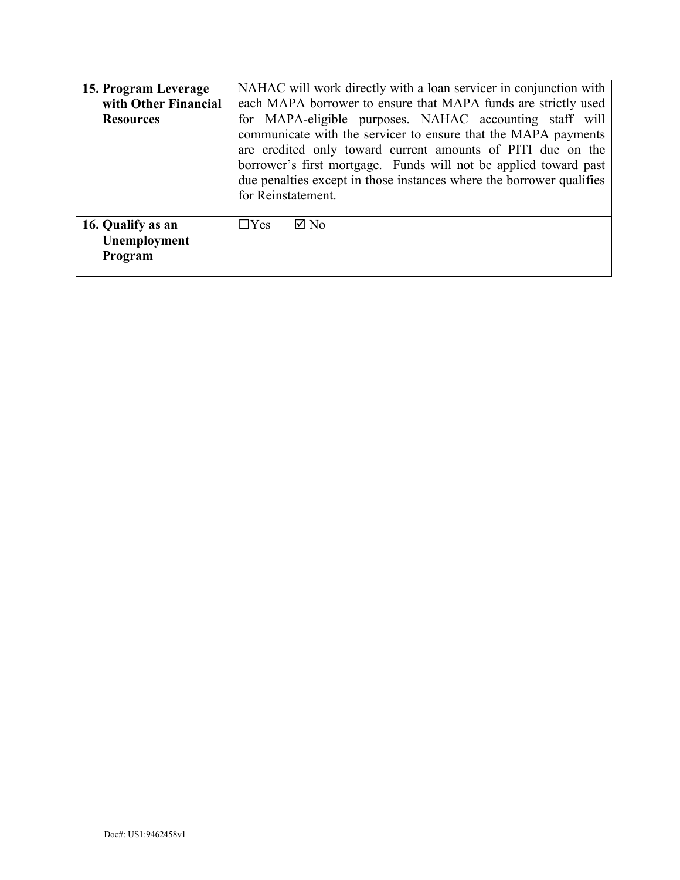| | |
|---|---|
| **15. Program Leverage with Other Financial Resources** | NAHAC will work directly with a loan servicer in conjunction with each MAPA borrower to ensure that MAPA funds are strictly used for MAPA-eligible purposes. NAHAC accounting staff will communicate with the servicer to ensure that the MAPA payments are credited only toward current amounts of PITI due on the borrower's first mortgage. Funds will not be applied toward past due penalties except in those instances where the borrower qualifies for Reinstatement. |
| **16. Qualify as an Unemployment Program** | ☐Yes ☑ No |

Doc#: US1:9462458v1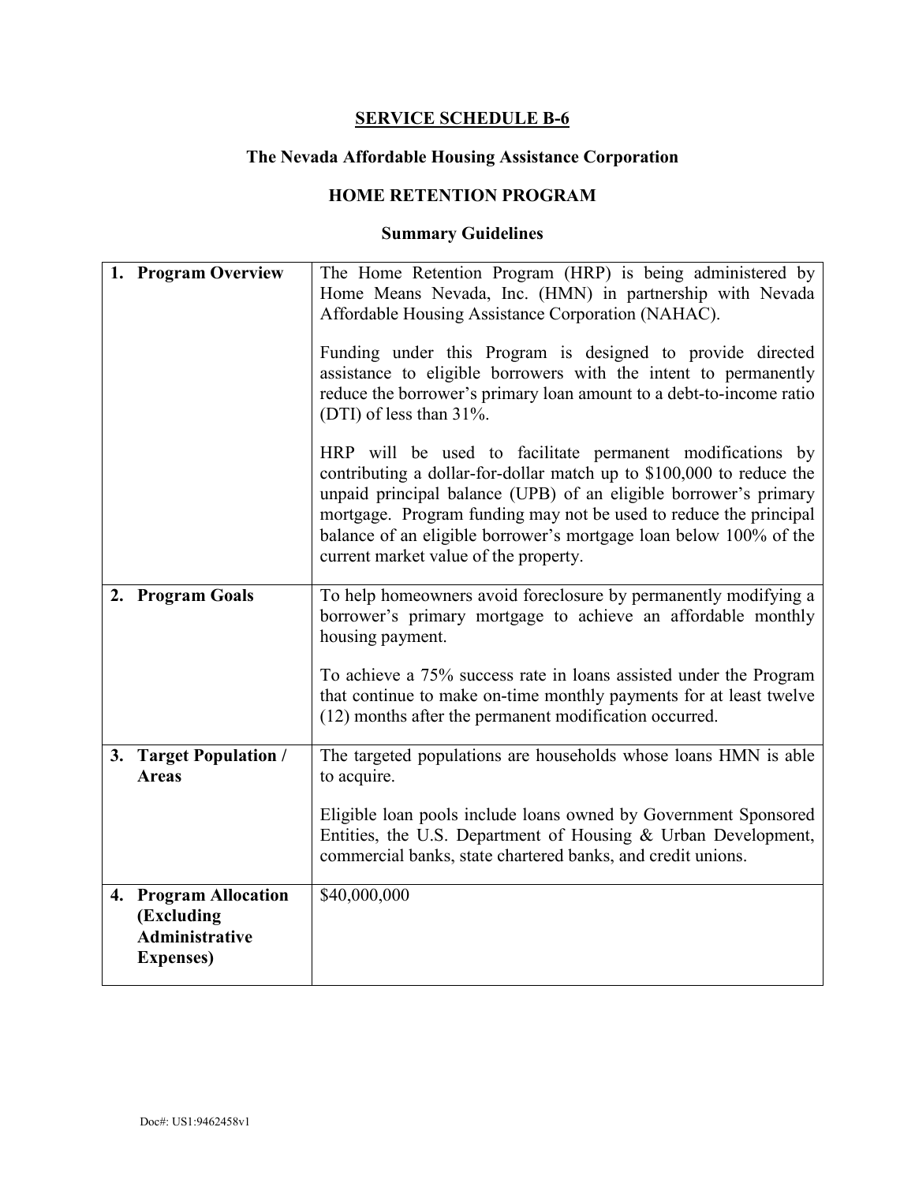# SERVICE SCHEDULE B-6

## The Nevada Affordable Housing Assistance Corporation

## HOME RETENTION PROGRAM

### Summary Guidelines

| | |
|---|---|
| **1. Program Overview** | The Home Retention Program (HRP) is being administered by Home Means Nevada, Inc. (HMN) in partnership with Nevada Affordable Housing Assistance Corporation (NAHAC).<br><br>Funding under this Program is designed to provide directed assistance to eligible borrowers with the intent to permanently reduce the borrower's primary loan amount to a debt-to-income ratio (DTI) of less than 31%.<br><br>HRP will be used to facilitate permanent modifications by contributing a dollar-for-dollar match up to $100,000 to reduce the unpaid principal balance (UPB) of an eligible borrower's primary mortgage. Program funding may not be used to reduce the principal balance of an eligible borrower's mortgage loan below 100% of the current market value of the property. |
| **2. Program Goals** | To help homeowners avoid foreclosure by permanently modifying a borrower's primary mortgage to achieve an affordable monthly housing payment.<br><br>To achieve a 75% success rate in loans assisted under the Program that continue to make on-time monthly payments for at least twelve (12) months after the permanent modification occurred. |
| **3. Target Population / Areas** | The targeted populations are households whose loans HMN is able to acquire.<br><br>Eligible loan pools include loans owned by Government Sponsored Entities, the U.S. Department of Housing & Urban Development, commercial banks, state chartered banks, and credit unions. |
| **4. Program Allocation (Excluding Administrative Expenses)** | $40,000,000 |

Doc#: US1:9462458v1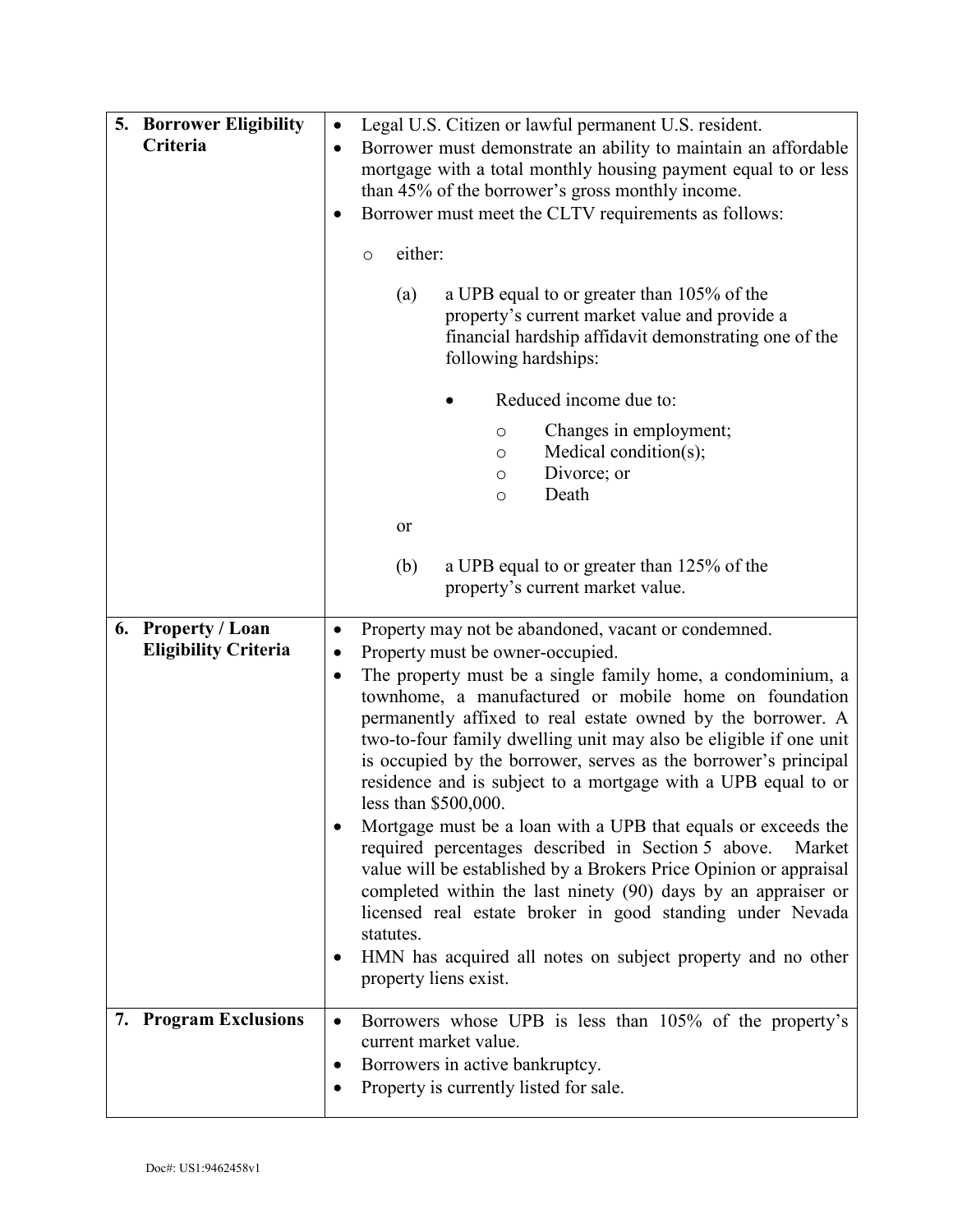| | |
|---|---|
| **5. Borrower Eligibility Criteria** | • Legal U.S. Citizen or lawful permanent U.S. resident.<br>• Borrower must demonstrate an ability to maintain an affordable mortgage with a total monthly housing payment equal to or less than 45% of the borrower's gross monthly income.<br>• Borrower must meet the CLTV requirements as follows:<br>&nbsp;&nbsp;&nbsp;&nbsp;o either:<br>&nbsp;&nbsp;&nbsp;&nbsp;&nbsp;&nbsp;&nbsp;&nbsp;(a) a UPB equal to or greater than 105% of the property's current market value and provide a financial hardship affidavit demonstrating one of the following hardships:<br>&nbsp;&nbsp;&nbsp;&nbsp;&nbsp;&nbsp;&nbsp;&nbsp;&nbsp;&nbsp;&nbsp;&nbsp;• Reduced income due to:<br>&nbsp;&nbsp;&nbsp;&nbsp;&nbsp;&nbsp;&nbsp;&nbsp;&nbsp;&nbsp;&nbsp;&nbsp;&nbsp;&nbsp;&nbsp;&nbsp;o Changes in employment;<br>&nbsp;&nbsp;&nbsp;&nbsp;&nbsp;&nbsp;&nbsp;&nbsp;&nbsp;&nbsp;&nbsp;&nbsp;&nbsp;&nbsp;&nbsp;&nbsp;o Medical condition(s);<br>&nbsp;&nbsp;&nbsp;&nbsp;&nbsp;&nbsp;&nbsp;&nbsp;&nbsp;&nbsp;&nbsp;&nbsp;&nbsp;&nbsp;&nbsp;&nbsp;o Divorce; or<br>&nbsp;&nbsp;&nbsp;&nbsp;&nbsp;&nbsp;&nbsp;&nbsp;&nbsp;&nbsp;&nbsp;&nbsp;&nbsp;&nbsp;&nbsp;&nbsp;o Death<br>&nbsp;&nbsp;&nbsp;&nbsp;&nbsp;&nbsp;&nbsp;&nbsp;or<br>&nbsp;&nbsp;&nbsp;&nbsp;&nbsp;&nbsp;&nbsp;&nbsp;(b) a UPB equal to or greater than 125% of the property's current market value. |
| **6. Property / Loan Eligibility Criteria** | • Property may not be abandoned, vacant or condemned.<br>• Property must be owner-occupied.<br>• The property must be a single family home, a condominium, a townhome, a manufactured or mobile home on foundation permanently affixed to real estate owned by the borrower. A two-to-four family dwelling unit may also be eligible if one unit is occupied by the borrower, serves as the borrower's principal residence and is subject to a mortgage with a UPB equal to or less than $500,000.<br>• Mortgage must be a loan with a UPB that equals or exceeds the required percentages described in Section 5 above. Market value will be established by a Brokers Price Opinion or appraisal completed within the last ninety (90) days by an appraiser or licensed real estate broker in good standing under Nevada statutes.<br>• HMN has acquired all notes on subject property and no other property liens exist. |
| **7. Program Exclusions** | • Borrowers whose UPB is less than 105% of the property's current market value.<br>• Borrowers in active bankruptcy.<br>• Property is currently listed for sale. |

Doc#: US1:9462458v1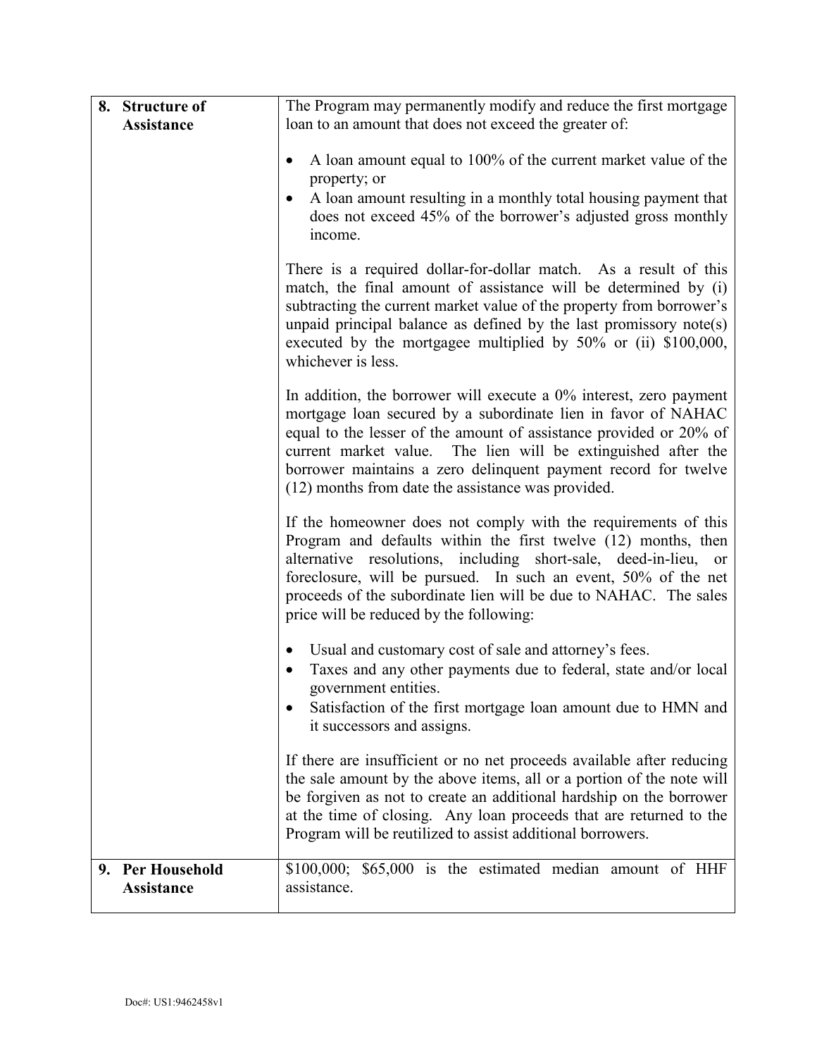| | |
|---|---|
| **8. Structure of Assistance** | The Program may permanently modify and reduce the first mortgage loan to an amount that does not exceed the greater of:<br><br>• A loan amount equal to 100% of the current market value of the property; or<br>• A loan amount resulting in a monthly total housing payment that does not exceed 45% of the borrower's adjusted gross monthly income.<br><br>There is a required dollar-for-dollar match. As a result of this match, the final amount of assistance will be determined by (i) subtracting the current market value of the property from borrower's unpaid principal balance as defined by the last promissory note(s) executed by the mortgagee multiplied by 50% or (ii) $100,000, whichever is less.<br><br>In addition, the borrower will execute a 0% interest, zero payment mortgage loan secured by a subordinate lien in favor of NAHAC equal to the lesser of the amount of assistance provided or 20% of current market value. The lien will be extinguished after the borrower maintains a zero delinquent payment record for twelve (12) months from date the assistance was provided.<br><br>If the homeowner does not comply with the requirements of this Program and defaults within the first twelve (12) months, then alternative resolutions, including short-sale, deed-in-lieu, or foreclosure, will be pursued. In such an event, 50% of the net proceeds of the subordinate lien will be due to NAHAC. The sales price will be reduced by the following:<br><br>• Usual and customary cost of sale and attorney's fees.<br>• Taxes and any other payments due to federal, state and/or local government entities.<br>• Satisfaction of the first mortgage loan amount due to HMN and it successors and assigns.<br><br>If there are insufficient or no net proceeds available after reducing the sale amount by the above items, all or a portion of the note will be forgiven as not to create an additional hardship on the borrower at the time of closing. Any loan proceeds that are returned to the Program will be reutilized to assist additional borrowers. |
| **9. Per Household Assistance** | $100,000; $65,000 is the estimated median amount of HHF assistance. |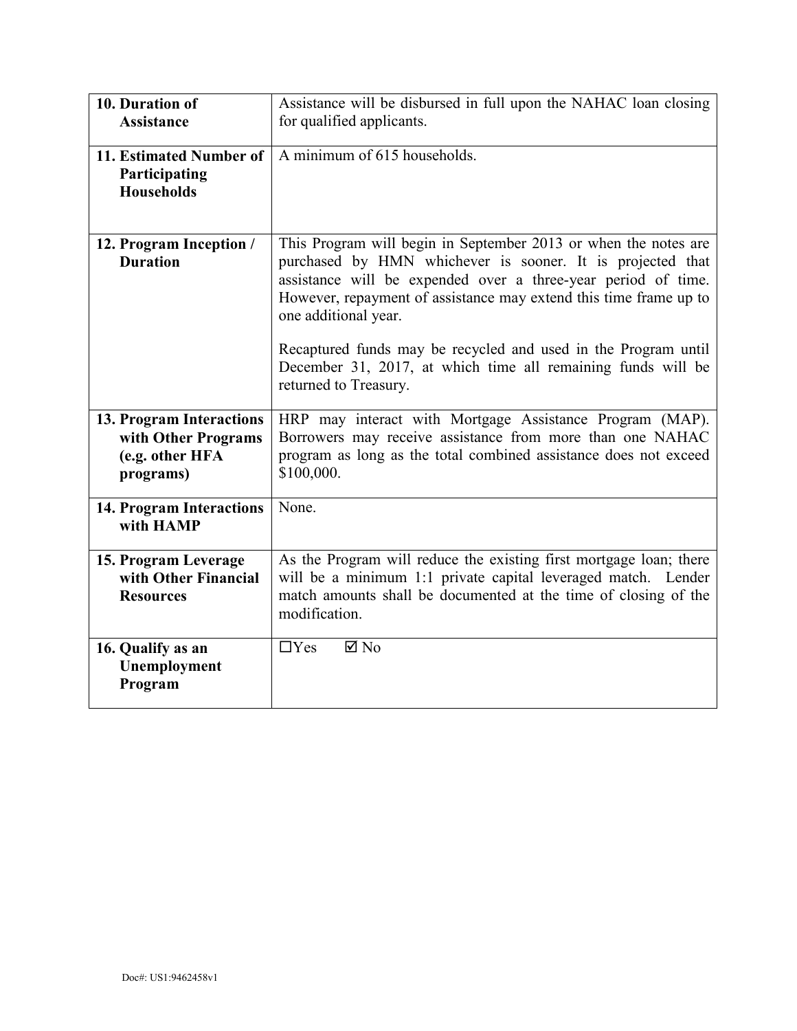| **10. Duration of Assistance** | Assistance will be disbursed in full upon the NAHAC loan closing for qualified applicants. |
|---|---|
| **11. Estimated Number of Participating Households** | A minimum of 615 households. |
| **12. Program Inception / Duration** | This Program will begin in September 2013 or when the notes are purchased by HMN whichever is sooner. It is projected that assistance will be expended over a three-year period of time. However, repayment of assistance may extend this time frame up to one additional year.<br><br>Recaptured funds may be recycled and used in the Program until December 31, 2017, at which time all remaining funds will be returned to Treasury. |
| **13. Program Interactions with Other Programs (e.g. other HFA programs)** | HRP may interact with Mortgage Assistance Program (MAP). Borrowers may receive assistance from more than one NAHAC program as long as the total combined assistance does not exceed $100,000. |
| **14. Program Interactions with HAMP** | None. |
| **15. Program Leverage with Other Financial Resources** | As the Program will reduce the existing first mortgage loan; there will be a minimum 1:1 private capital leveraged match. Lender match amounts shall be documented at the time of closing of the modification. |
| **16. Qualify as an Unemployment Program** | ☐Yes ☑ No |

Doc#: US1:9462458v1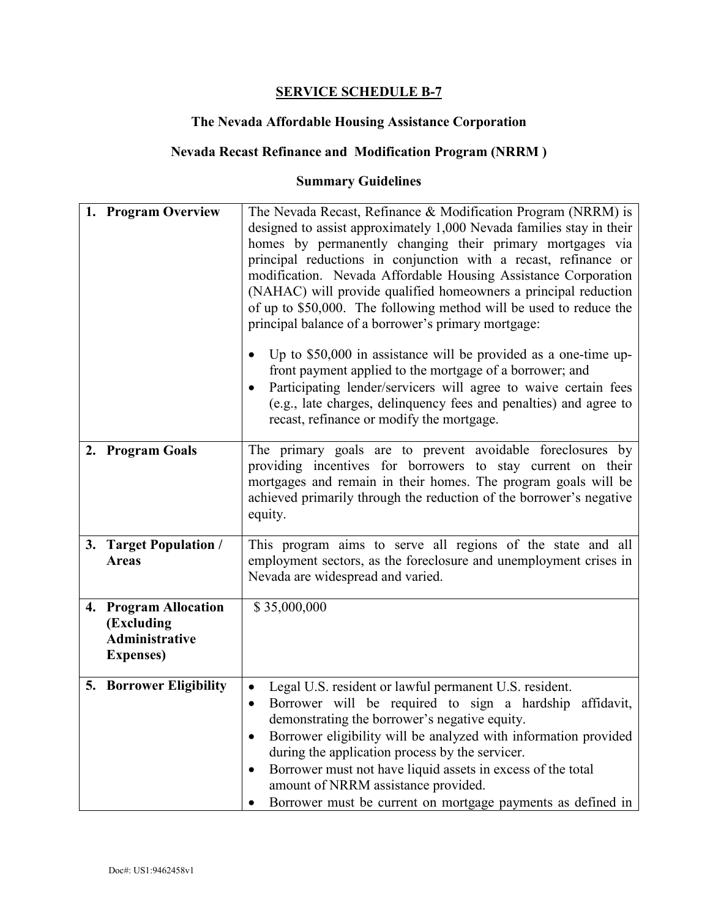**SERVICE SCHEDULE B-7**

**The Nevada Affordable Housing Assistance Corporation**

**Nevada Recast Refinance and Modification Program (NRRM )**

**Summary Guidelines**

| | |
|---|---|
| **1. Program Overview** | The Nevada Recast, Refinance & Modification Program (NRRM) is designed to assist approximately 1,000 Nevada families stay in their homes by permanently changing their primary mortgages via principal reductions in conjunction with a recast, refinance or modification. Nevada Affordable Housing Assistance Corporation (NAHAC) will provide qualified homeowners a principal reduction of up to \$50,000. The following method will be used to reduce the principal balance of a borrower's primary mortgage:<br><br>• Up to \$50,000 in assistance will be provided as a one-time up-front payment applied to the mortgage of a borrower; and<br>• Participating lender/servicers will agree to waive certain fees (e.g., late charges, delinquency fees and penalties) and agree to recast, refinance or modify the mortgage. |
| **2. Program Goals** | The primary goals are to prevent avoidable foreclosures by providing incentives for borrowers to stay current on their mortgages and remain in their homes. The program goals will be achieved primarily through the reduction of the borrower's negative equity. |
| **3. Target Population / Areas** | This program aims to serve all regions of the state and all employment sectors, as the foreclosure and unemployment crises in Nevada are widespread and varied. |
| **4. Program Allocation (Excluding Administrative Expenses)** | \$ 35,000,000 |
| **5. Borrower Eligibility** | • Legal U.S. resident or lawful permanent U.S. resident.<br>• Borrower will be required to sign a hardship affidavit, demonstrating the borrower's negative equity.<br>• Borrower eligibility will be analyzed with information provided during the application process by the servicer.<br>• Borrower must not have liquid assets in excess of the total amount of NRRM assistance provided.<br>• Borrower must be current on mortgage payments as defined in |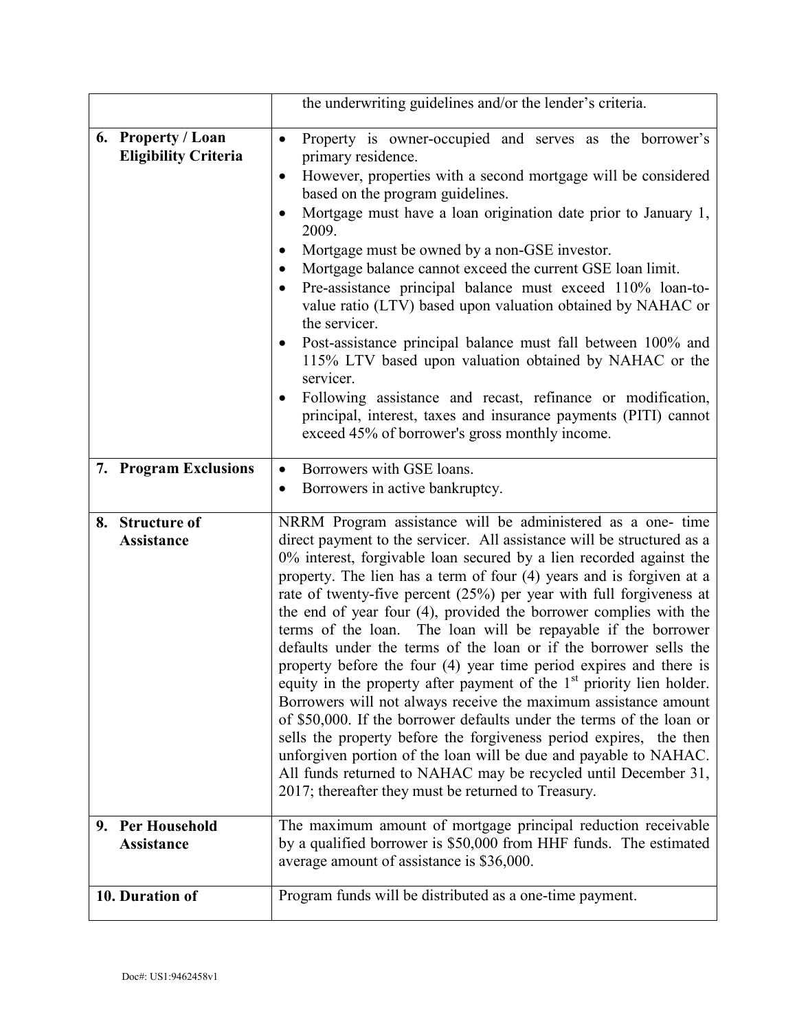| | |
|---|---|
| | the underwriting guidelines and/or the lender's criteria. |
| **6. Property / Loan Eligibility Criteria** | • Property is owner-occupied and serves as the borrower's primary residence.<br>• However, properties with a second mortgage will be considered based on the program guidelines.<br>• Mortgage must have a loan origination date prior to January 1, 2009.<br>• Mortgage must be owned by a non-GSE investor.<br>• Mortgage balance cannot exceed the current GSE loan limit.<br>• Pre-assistance principal balance must exceed 110% loan-to-value ratio (LTV) based upon valuation obtained by NAHAC or the servicer.<br>• Post-assistance principal balance must fall between 100% and 115% LTV based upon valuation obtained by NAHAC or the servicer.<br>• Following assistance and recast, refinance or modification, principal, interest, taxes and insurance payments (PITI) cannot exceed 45% of borrower's gross monthly income. |
| **7. Program Exclusions** | • Borrowers with GSE loans.<br>• Borrowers in active bankruptcy. |
| **8. Structure of Assistance** | NRRM Program assistance will be administered as a one- time direct payment to the servicer. All assistance will be structured as a 0% interest, forgivable loan secured by a lien recorded against the property. The lien has a term of four (4) years and is forgiven at a rate of twenty-five percent (25%) per year with full forgiveness at the end of year four (4), provided the borrower complies with the terms of the loan. The loan will be repayable if the borrower defaults under the terms of the loan or if the borrower sells the property before the four (4) year time period expires and there is equity in the property after payment of the 1st priority lien holder. Borrowers will not always receive the maximum assistance amount of $50,000. If the borrower defaults under the terms of the loan or sells the property before the forgiveness period expires, the then unforgiven portion of the loan will be due and payable to NAHAC. All funds returned to NAHAC may be recycled until December 31, 2017; thereafter they must be returned to Treasury. |
| **9. Per Household Assistance** | The maximum amount of mortgage principal reduction receivable by a qualified borrower is $50,000 from HHF funds. The estimated average amount of assistance is $36,000. |
| **10. Duration of** | Program funds will be distributed as a one-time payment. |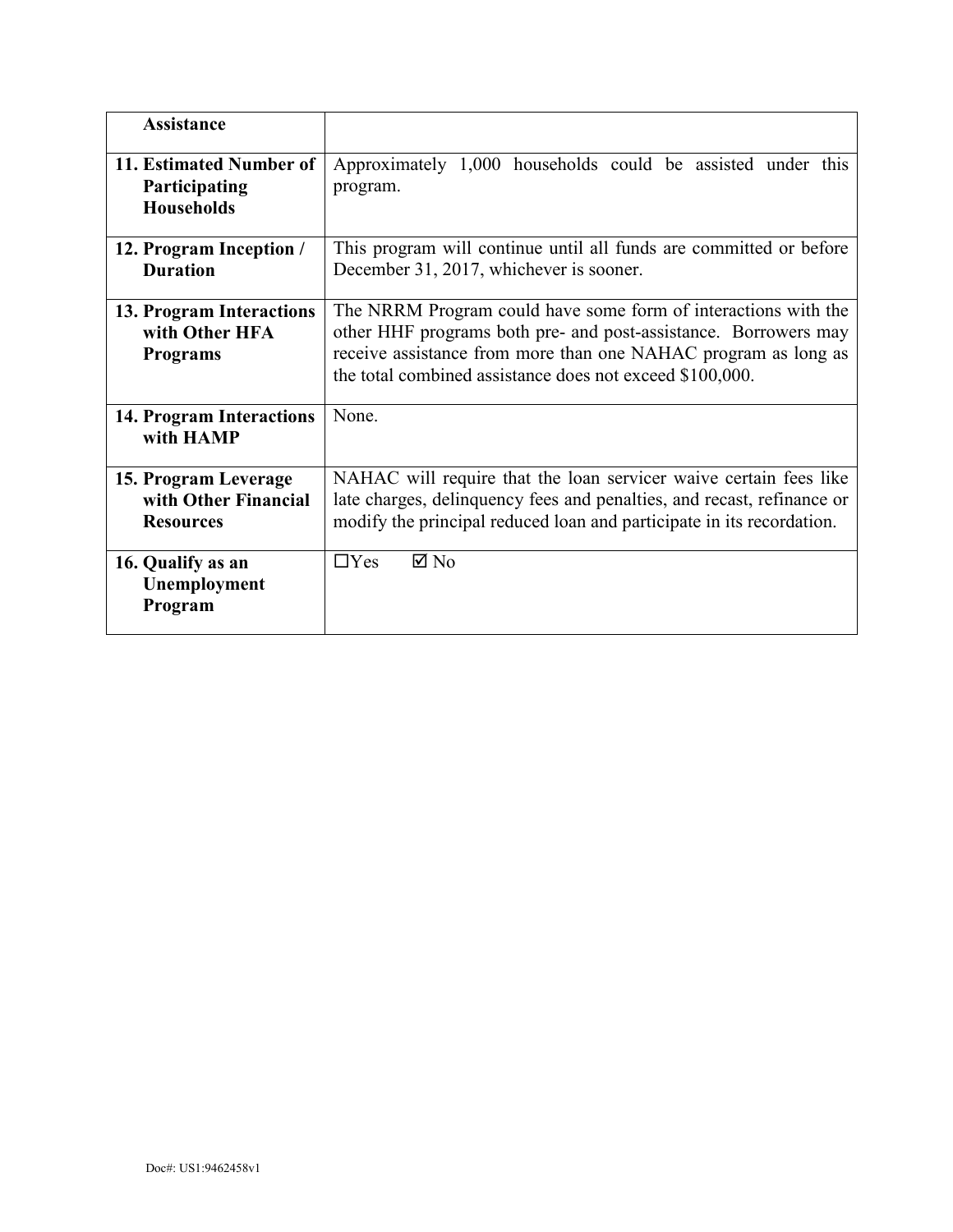| | |
|---|---|
| **Assistance** | |
| **11. Estimated Number of Participating Households** | Approximately 1,000 households could be assisted under this program. |
| **12. Program Inception / Duration** | This program will continue until all funds are committed or before December 31, 2017, whichever is sooner. |
| **13. Program Interactions with Other HFA Programs** | The NRRM Program could have some form of interactions with the other HHF programs both pre- and post-assistance. Borrowers may receive assistance from more than one NAHAC program as long as the total combined assistance does not exceed $100,000. |
| **14. Program Interactions with HAMP** | None. |
| **15. Program Leverage with Other Financial Resources** | NAHAC will require that the loan servicer waive certain fees like late charges, delinquency fees and penalties, and recast, refinance or modify the principal reduced loan and participate in its recordation. |
| **16. Qualify as an Unemployment Program** | ☐Yes ☑ No |

Doc#: US1:9462458v1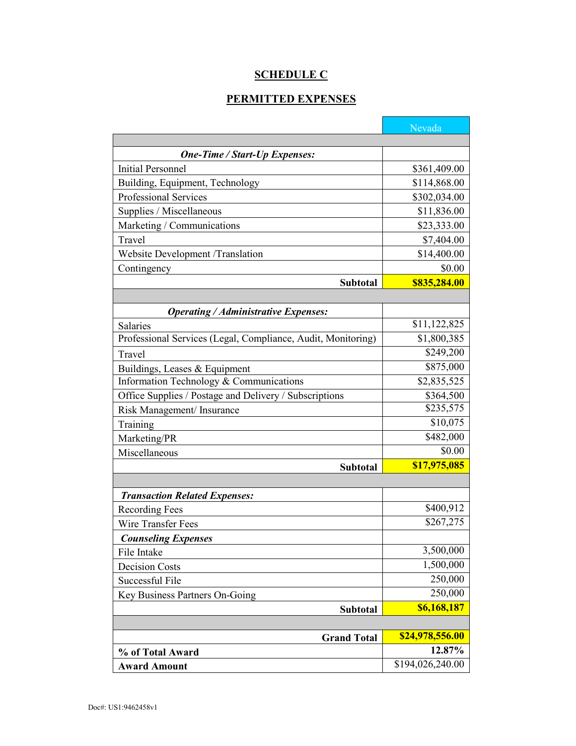# SCHEDULE C

## PERMITTED EXPENSES

| | Nevada |
|---|---|
| | |
| ***One-Time / Start-Up Expenses:*** | |
| Initial Personnel | $361,409.00 |
| Building, Equipment, Technology | $114,868.00 |
| Professional Services | $302,034.00 |
| Supplies / Miscellaneous | $11,836.00 |
| Marketing / Communications | $23,333.00 |
| Travel | $7,404.00 |
| Website Development /Translation | $14,400.00 |
| Contingency | $0.00 |
| **Subtotal** | **$835,284.00** |
| | |
| ***Operating / Administrative Expenses:*** | |
| Salaries | $11,122,825 |
| Professional Services (Legal, Compliance, Audit, Monitoring) | $1,800,385 |
| Travel | $249,200 |
| Buildings, Leases & Equipment | $875,000 |
| Information Technology & Communications | $2,835,525 |
| Office Supplies / Postage and Delivery / Subscriptions | $364,500 |
| Risk Management/ Insurance | $235,575 |
| Training | $10,075 |
| Marketing/PR | $482,000 |
| Miscellaneous | $0.00 |
| **Subtotal** | **$17,975,085** |
| | |
| ***Transaction Related Expenses:*** | |
| Recording Fees | $400,912 |
| Wire Transfer Fees | $267,275 |
| ***Counseling Expenses*** | |
| File Intake | 3,500,000 |
| Decision Costs | 1,500,000 |
| Successful File | 250,000 |
| Key Business Partners On-Going | 250,000 |
| **Subtotal** | **$6,168,187** |
| | |
| **Grand Total** | **$24,978,556.00** |
| **% of Total Award** | **12.87%** |
| **Award Amount** | $194,026,240.00 |

Doc#: US1:9462458v1